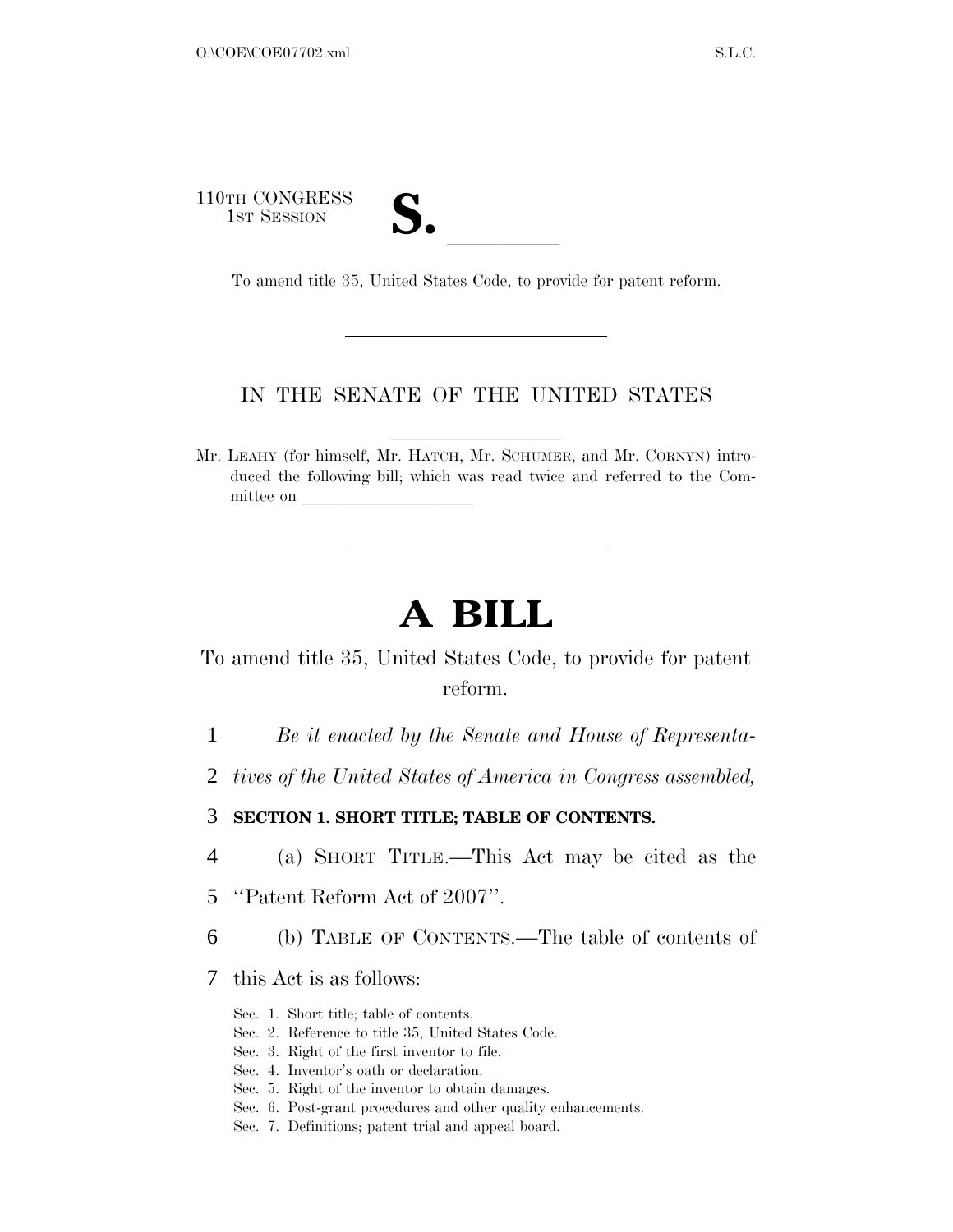110TH CONGRESS
1ST SESSION

# S. \_\_\_\_\_\_\_\_

To amend title 35, United States Code, to provide for patent reform.

---

IN THE SENATE OF THE UNITED STATES

Mr. LEAHY (for himself, Mr. HATCH, Mr. SCHUMER, and Mr. CORNYN) introduced the following bill; which was read twice and referred to the Committee on \_\_\_\_\_\_\_\_

---

# A BILL

To amend title 35, United States Code, to provide for patent reform.

*Be it enacted by the Senate and House of Representatives of the United States of America in Congress assembled,*

**SECTION 1. SHORT TITLE; TABLE OF CONTENTS.**

(a) SHORT TITLE.—This Act may be cited as the "Patent Reform Act of 2007".

(b) TABLE OF CONTENTS.—The table of contents of this Act is as follows:

Sec. 1. Short title; table of contents.
Sec. 2. Reference to title 35, United States Code.
Sec. 3. Right of the first inventor to file.
Sec. 4. Inventor's oath or declaration.
Sec. 5. Right of the inventor to obtain damages.
Sec. 6. Post-grant procedures and other quality enhancements.
Sec. 7. Definitions; patent trial and appeal board.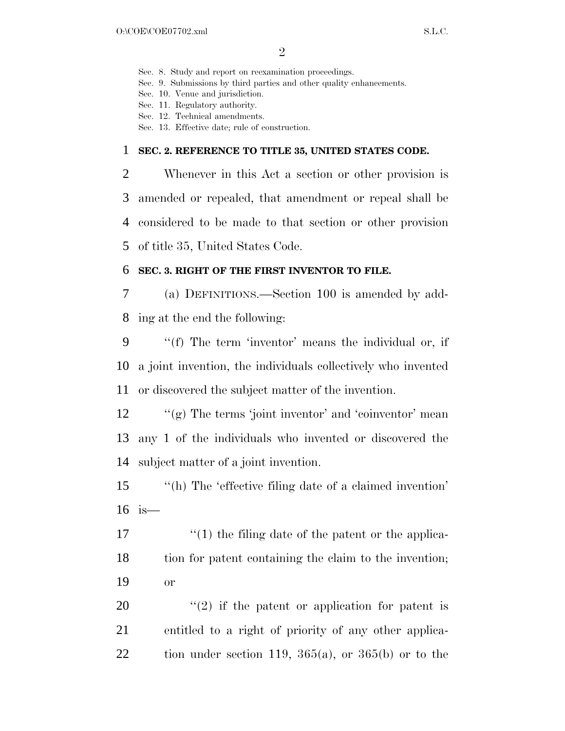Sec. 8. Study and report on reexamination proceedings.
Sec. 9. Submissions by third parties and other quality enhancements.
Sec. 10. Venue and jurisdiction.
Sec. 11. Regulatory authority.
Sec. 12. Technical amendments.
Sec. 13. Effective date; rule of construction.

**SEC. 2. REFERENCE TO TITLE 35, UNITED STATES CODE.**

Whenever in this Act a section or other provision is amended or repealed, that amendment or repeal shall be considered to be made to that section or other provision of title 35, United States Code.

**SEC. 3. RIGHT OF THE FIRST INVENTOR TO FILE.**

(a) DEFINITIONS.—Section 100 is amended by adding at the end the following:

''(f) The term 'inventor' means the individual or, if a joint invention, the individuals collectively who invented or discovered the subject matter of the invention.

''(g) The terms 'joint inventor' and 'coinventor' mean any 1 of the individuals who invented or discovered the subject matter of a joint invention.

''(h) The 'effective filing date of a claimed invention' is—

''(1) the filing date of the patent or the application for patent containing the claim to the invention; or

''(2) if the patent or application for patent is entitled to a right of priority of any other application under section 119, 365(a), or 365(b) or to the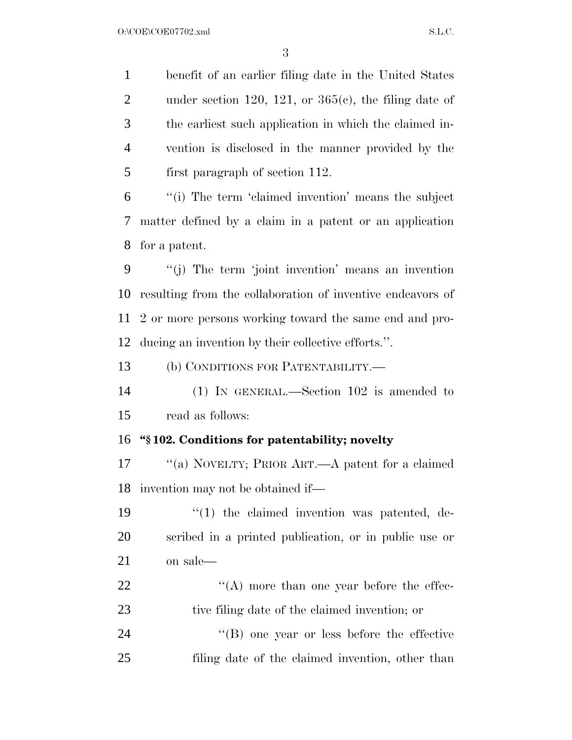benefit of an earlier filing date in the United States under section 120, 121, or 365(c), the filing date of the earliest such application in which the claimed invention is disclosed in the manner provided by the first paragraph of section 112.

''(i) The term 'claimed invention' means the subject matter defined by a claim in a patent or an application for a patent.

''(j) The term 'joint invention' means an invention resulting from the collaboration of inventive endeavors of 2 or more persons working toward the same end and producing an invention by their collective efforts.''.

(b) CONDITIONS FOR PATENTABILITY.—

(1) IN GENERAL.—Section 102 is amended to read as follows:

**''§ 102. Conditions for patentability; novelty**

''(a) NOVELTY; PRIOR ART.—A patent for a claimed invention may not be obtained if—

''(1) the claimed invention was patented, described in a printed publication, or in public use or on sale—

''(A) more than one year before the effective filing date of the claimed invention; or

''(B) one year or less before the effective filing date of the claimed invention, other than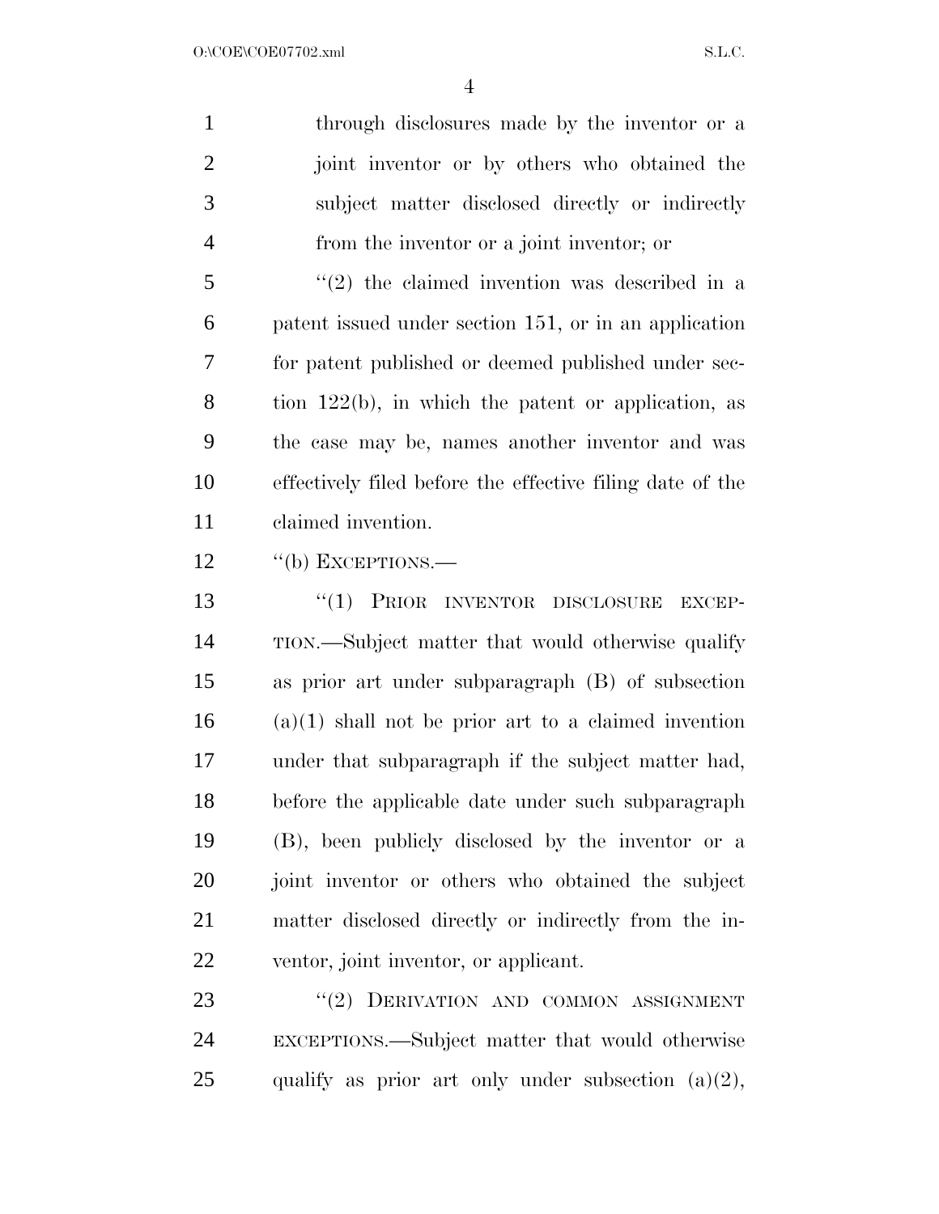through disclosures made by the inventor or a joint inventor or by others who obtained the subject matter disclosed directly or indirectly from the inventor or a joint inventor; or

"(2) the claimed invention was described in a patent issued under section 151, or in an application for patent published or deemed published under section 122(b), in which the patent or application, as the case may be, names another inventor and was effectively filed before the effective filing date of the claimed invention.

"(b) EXCEPTIONS.—

"(1) PRIOR INVENTOR DISCLOSURE EXCEPTION.—Subject matter that would otherwise qualify as prior art under subparagraph (B) of subsection (a)(1) shall not be prior art to a claimed invention under that subparagraph if the subject matter had, before the applicable date under such subparagraph (B), been publicly disclosed by the inventor or a joint inventor or others who obtained the subject matter disclosed directly or indirectly from the inventor, joint inventor, or applicant.

"(2) DERIVATION AND COMMON ASSIGNMENT EXCEPTIONS.—Subject matter that would otherwise qualify as prior art only under subsection (a)(2),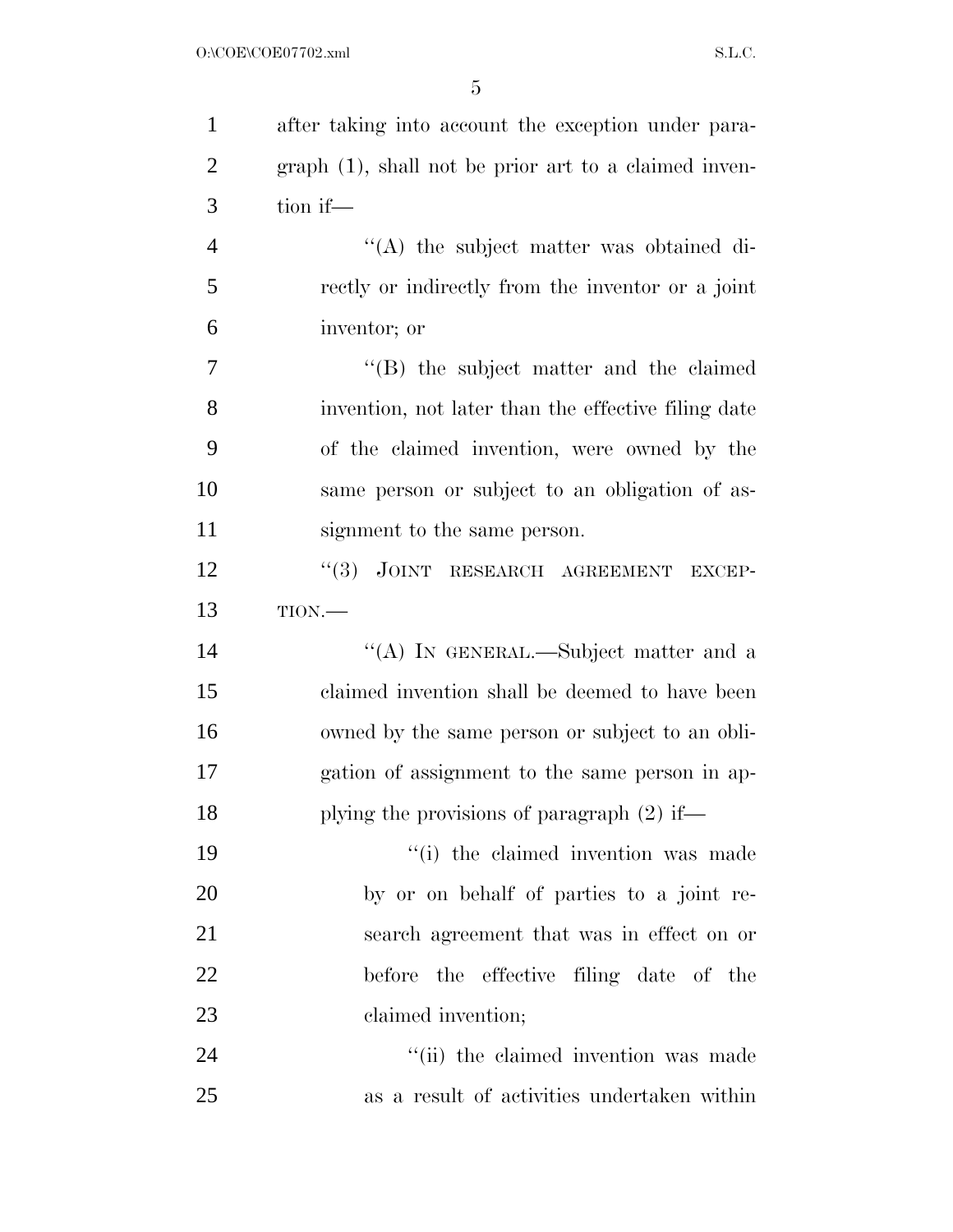after taking into account the exception under paragraph (1), shall not be prior art to a claimed invention if—

''(A) the subject matter was obtained directly or indirectly from the inventor or a joint inventor; or

''(B) the subject matter and the claimed invention, not later than the effective filing date of the claimed invention, were owned by the same person or subject to an obligation of assignment to the same person.

''(3) JOINT RESEARCH AGREEMENT EXCEPTION.—

''(A) IN GENERAL.—Subject matter and a claimed invention shall be deemed to have been owned by the same person or subject to an obligation of assignment to the same person in applying the provisions of paragraph (2) if—

''(i) the claimed invention was made by or on behalf of parties to a joint research agreement that was in effect on or before the effective filing date of the claimed invention;

''(ii) the claimed invention was made as a result of activities undertaken within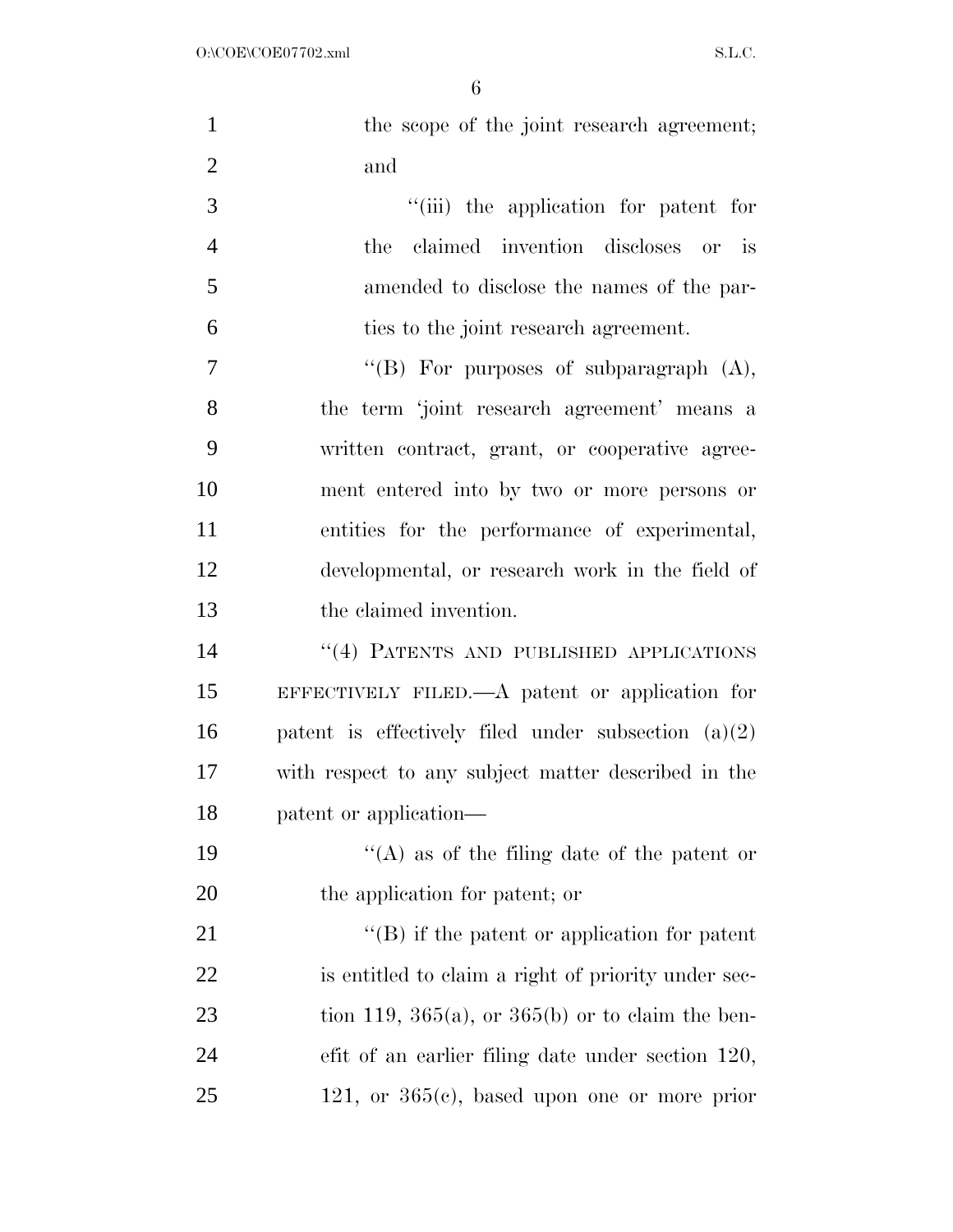the scope of the joint research agreement; and

''(iii) the application for patent for the claimed invention discloses or is amended to disclose the names of the parties to the joint research agreement.

''(B) For purposes of subparagraph (A), the term 'joint research agreement' means a written contract, grant, or cooperative agreement entered into by two or more persons or entities for the performance of experimental, developmental, or research work in the field of the claimed invention.

''(4) PATENTS AND PUBLISHED APPLICATIONS EFFECTIVELY FILED.—A patent or application for patent is effectively filed under subsection (a)(2) with respect to any subject matter described in the patent or application—

''(A) as of the filing date of the patent or the application for patent; or

''(B) if the patent or application for patent is entitled to claim a right of priority under section 119, 365(a), or 365(b) or to claim the benefit of an earlier filing date under section 120, 121, or 365(c), based upon one or more prior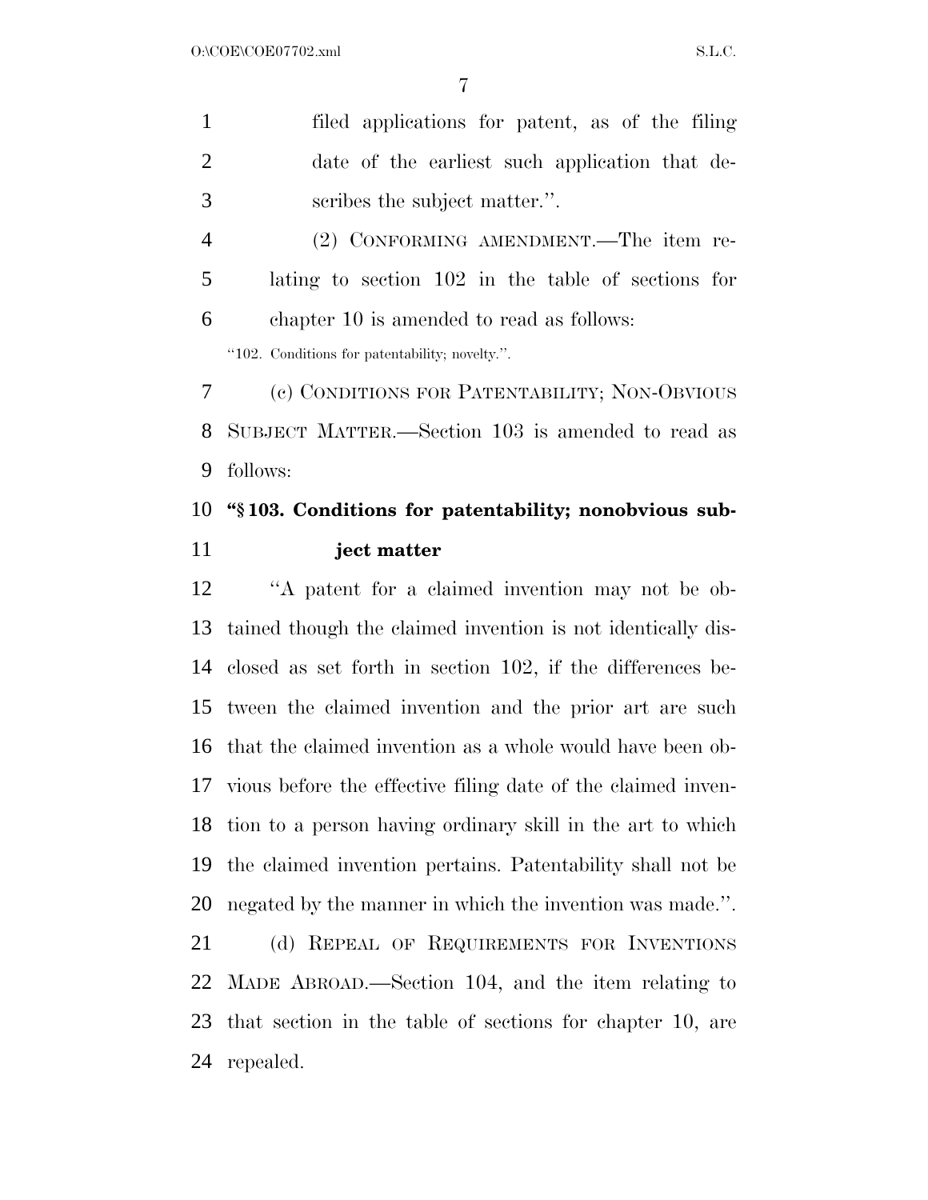filed applications for patent, as of the filing date of the earliest such application that describes the subject matter.''.

(2) CONFORMING AMENDMENT.—The item relating to section 102 in the table of sections for chapter 10 is amended to read as follows:

''102. Conditions for patentability; novelty.''.

(c) CONDITIONS FOR PATENTABILITY; NON-OBVIOUS SUBJECT MATTER.—Section 103 is amended to read as follows:

**''§ 103. Conditions for patentability; nonobvious subject matter**

''A patent for a claimed invention may not be obtained though the claimed invention is not identically disclosed as set forth in section 102, if the differences between the claimed invention and the prior art are such that the claimed invention as a whole would have been obvious before the effective filing date of the claimed invention to a person having ordinary skill in the art to which the claimed invention pertains. Patentability shall not be negated by the manner in which the invention was made.''.

(d) REPEAL OF REQUIREMENTS FOR INVENTIONS MADE ABROAD.—Section 104, and the item relating to that section in the table of sections for chapter 10, are repealed.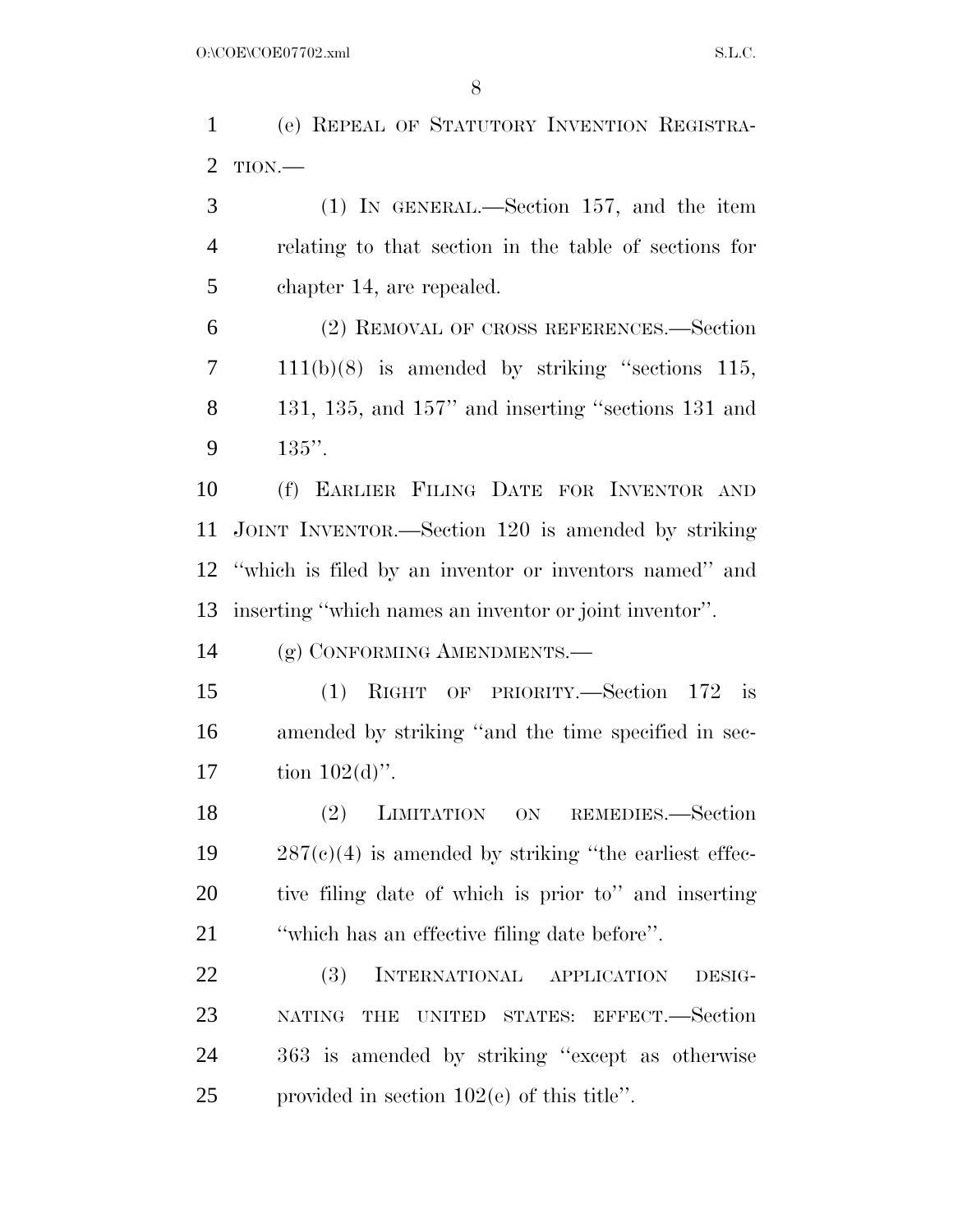(e) REPEAL OF STATUTORY INVENTION REGISTRATION.—

(1) IN GENERAL.—Section 157, and the item relating to that section in the table of sections for chapter 14, are repealed.

(2) REMOVAL OF CROSS REFERENCES.—Section 111(b)(8) is amended by striking "sections 115, 131, 135, and 157" and inserting "sections 131 and 135".

(f) EARLIER FILING DATE FOR INVENTOR AND JOINT INVENTOR.—Section 120 is amended by striking "which is filed by an inventor or inventors named" and inserting "which names an inventor or joint inventor".

(g) CONFORMING AMENDMENTS.—

(1) RIGHT OF PRIORITY.—Section 172 is amended by striking "and the time specified in section 102(d)".

(2) LIMITATION ON REMEDIES.—Section 287(c)(4) is amended by striking "the earliest effective filing date of which is prior to" and inserting "which has an effective filing date before".

(3) INTERNATIONAL APPLICATION DESIGNATING THE UNITED STATES: EFFECT.—Section 363 is amended by striking "except as otherwise provided in section 102(e) of this title".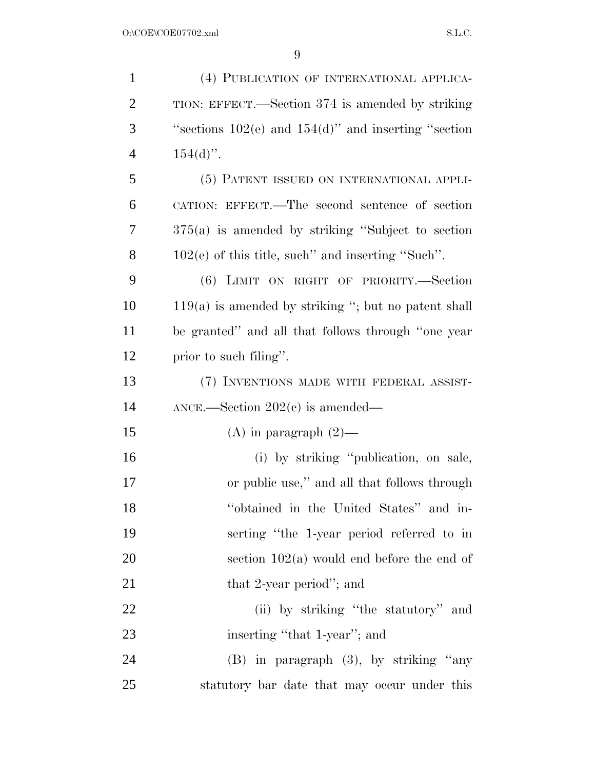(4) PUBLICATION OF INTERNATIONAL APPLICATION: EFFECT.—Section 374 is amended by striking "sections 102(e) and 154(d)" and inserting "section 154(d)".

(5) PATENT ISSUED ON INTERNATIONAL APPLICATION: EFFECT.—The second sentence of section 375(a) is amended by striking "Subject to section 102(e) of this title, such" and inserting "Such".

(6) LIMIT ON RIGHT OF PRIORITY.—Section 119(a) is amended by striking "; but no patent shall be granted" and all that follows through "one year prior to such filing".

(7) INVENTIONS MADE WITH FEDERAL ASSISTANCE.—Section 202(c) is amended—

(A) in paragraph (2)—

(i) by striking "publication, on sale, or public use," and all that follows through "obtained in the United States" and inserting "the 1-year period referred to in section 102(a) would end before the end of that 2-year period"; and

(ii) by striking "the statutory" and inserting "that 1-year"; and

(B) in paragraph (3), by striking "any statutory bar date that may occur under this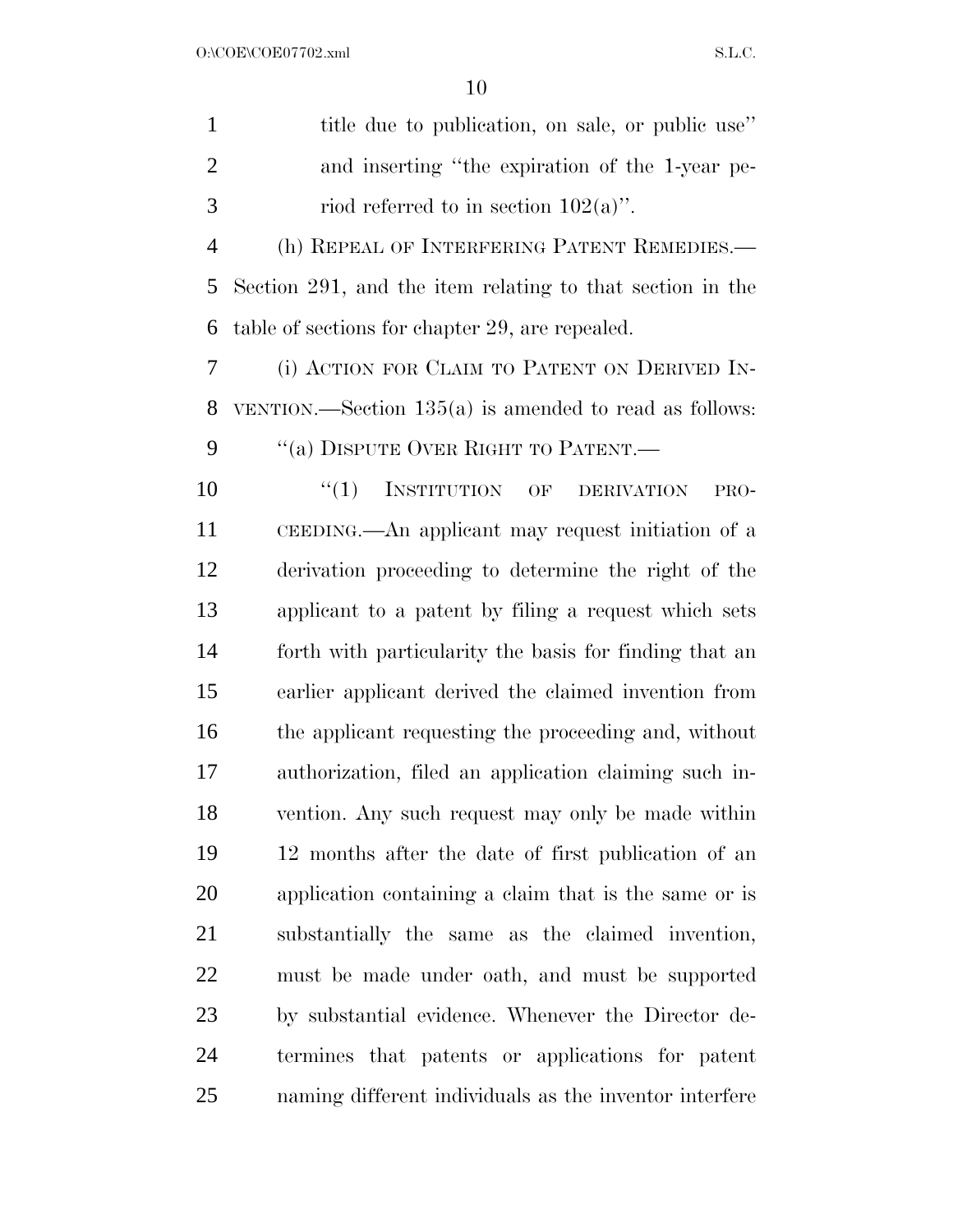title due to publication, on sale, or public use'' and inserting ''the expiration of the 1-year period referred to in section 102(a)''.

(h) REPEAL OF INTERFERING PATENT REMEDIES.—Section 291, and the item relating to that section in the table of sections for chapter 29, are repealed.

(i) ACTION FOR CLAIM TO PATENT ON DERIVED INVENTION.—Section 135(a) is amended to read as follows:

''(a) DISPUTE OVER RIGHT TO PATENT.—

''(1) INSTITUTION OF DERIVATION PROCEEDING.—An applicant may request initiation of a derivation proceeding to determine the right of the applicant to a patent by filing a request which sets forth with particularity the basis for finding that an earlier applicant derived the claimed invention from the applicant requesting the proceeding and, without authorization, filed an application claiming such invention. Any such request may only be made within 12 months after the date of first publication of an application containing a claim that is the same or is substantially the same as the claimed invention, must be made under oath, and must be supported by substantial evidence. Whenever the Director determines that patents or applications for patent naming different individuals as the inventor interfere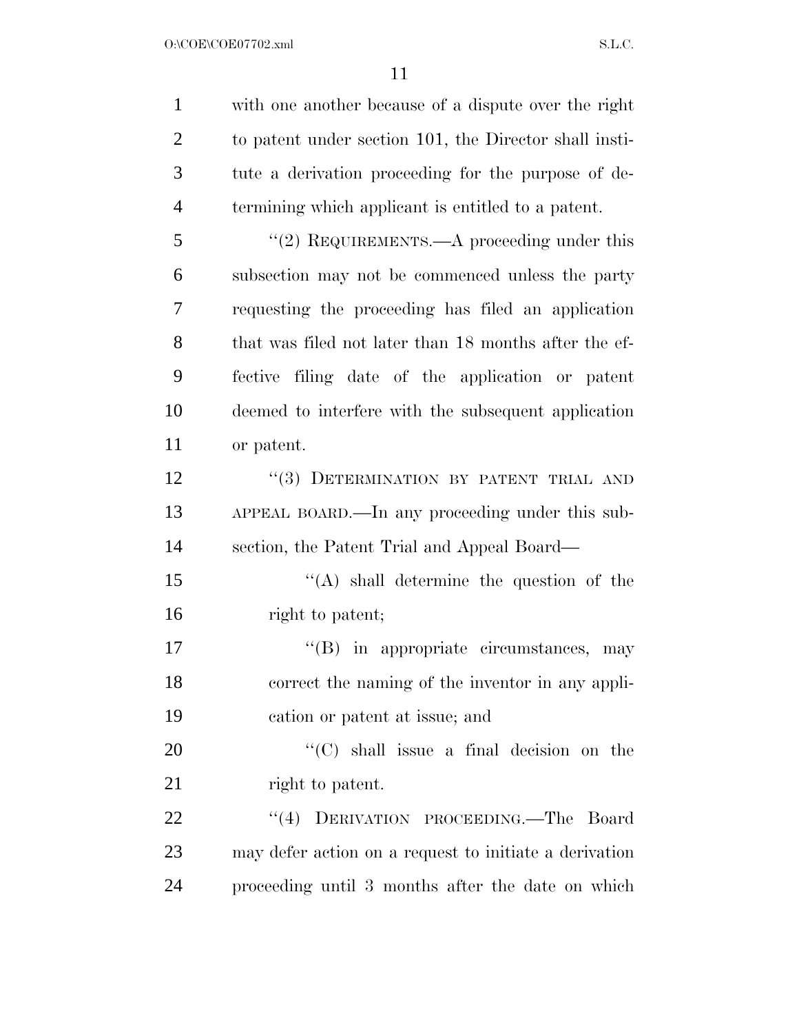with one another because of a dispute over the right to patent under section 101, the Director shall institute a derivation proceeding for the purpose of determining which applicant is entitled to a patent.

''(2) REQUIREMENTS.—A proceeding under this subsection may not be commenced unless the party requesting the proceeding has filed an application that was filed not later than 18 months after the effective filing date of the application or patent deemed to interfere with the subsequent application or patent.

''(3) DETERMINATION BY PATENT TRIAL AND APPEAL BOARD.—In any proceeding under this subsection, the Patent Trial and Appeal Board—

''(A) shall determine the question of the right to patent;

''(B) in appropriate circumstances, may correct the naming of the inventor in any application or patent at issue; and

''(C) shall issue a final decision on the right to patent.

''(4) DERIVATION PROCEEDING.—The Board may defer action on a request to initiate a derivation proceeding until 3 months after the date on which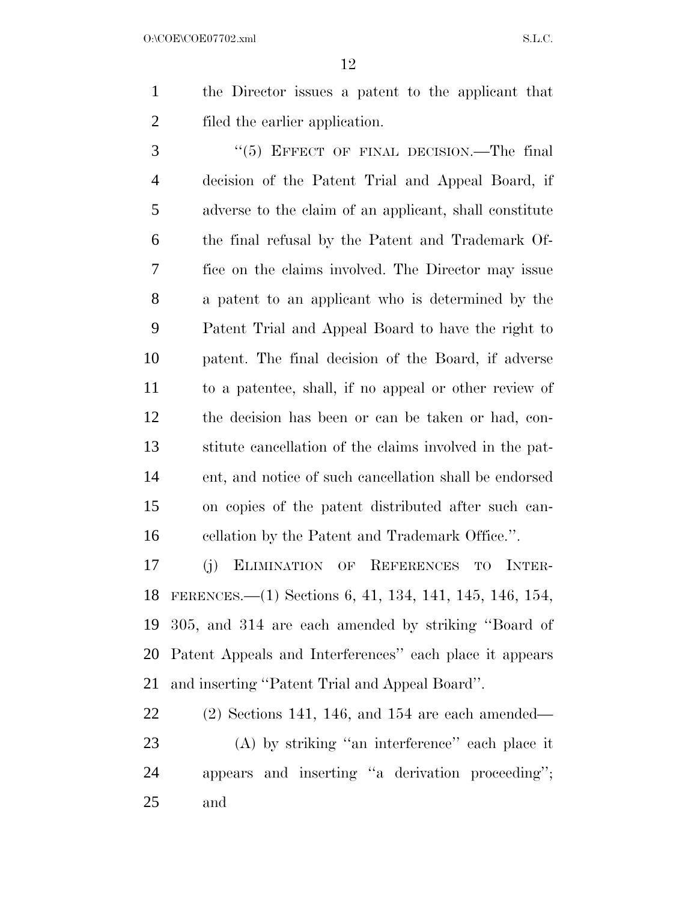the Director issues a patent to the applicant that filed the earlier application.

"(5) EFFECT OF FINAL DECISION.—The final decision of the Patent Trial and Appeal Board, if adverse to the claim of an applicant, shall constitute the final refusal by the Patent and Trademark Office on the claims involved. The Director may issue a patent to an applicant who is determined by the Patent Trial and Appeal Board to have the right to patent. The final decision of the Board, if adverse to a patentee, shall, if no appeal or other review of the decision has been or can be taken or had, constitute cancellation of the claims involved in the patent, and notice of such cancellation shall be endorsed on copies of the patent distributed after such cancellation by the Patent and Trademark Office.".

(j) ELIMINATION OF REFERENCES TO INTERFERENCES.—(1) Sections 6, 41, 134, 141, 145, 146, 154, 305, and 314 are each amended by striking "Board of Patent Appeals and Interferences" each place it appears and inserting "Patent Trial and Appeal Board".

(2) Sections 141, 146, and 154 are each amended—

(A) by striking "an interference" each place it appears and inserting "a derivation proceeding"; and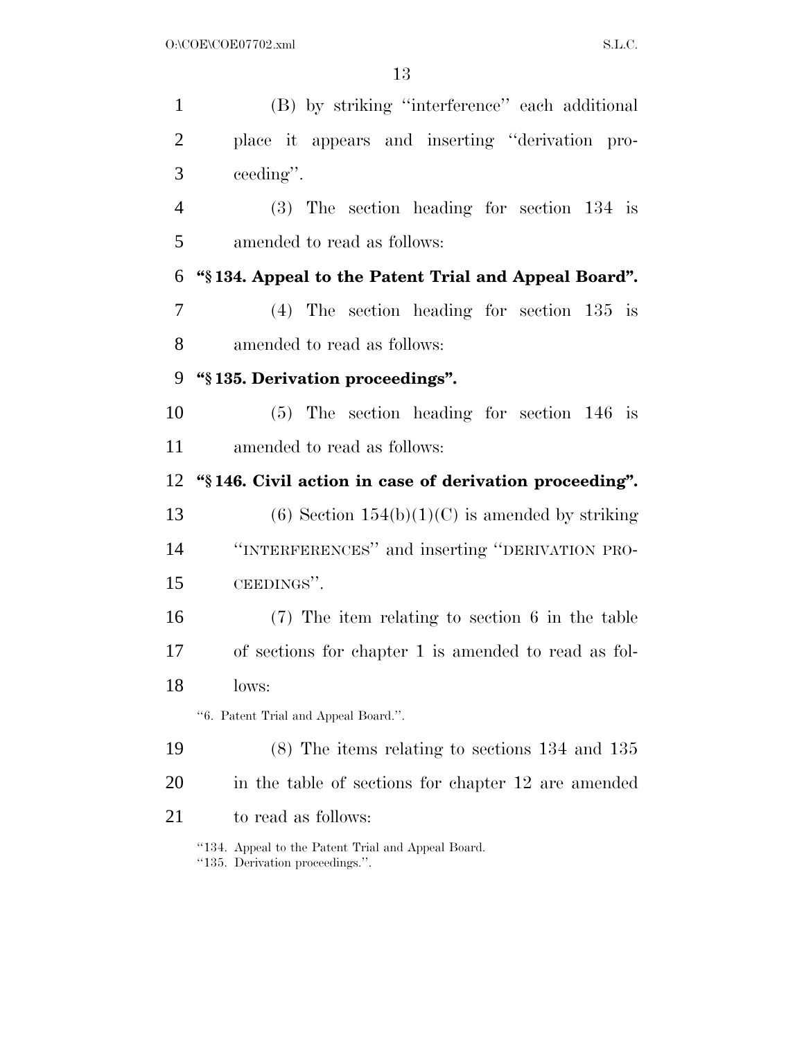(B) by striking ''interference'' each additional place it appears and inserting ''derivation proceeding''.

(3) The section heading for section 134 is amended to read as follows:

**''§ 134. Appeal to the Patent Trial and Appeal Board''.**

(4) The section heading for section 135 is amended to read as follows:

**''§ 135. Derivation proceedings''.**

(5) The section heading for section 146 is amended to read as follows:

**''§ 146. Civil action in case of derivation proceeding''.**

(6) Section 154(b)(1)(C) is amended by striking ''INTERFERENCES'' and inserting ''DERIVATION PROCEEDINGS''.

(7) The item relating to section 6 in the table of sections for chapter 1 is amended to read as follows:

''6. Patent Trial and Appeal Board.''.

(8) The items relating to sections 134 and 135 in the table of sections for chapter 12 are amended to read as follows:

''134. Appeal to the Patent Trial and Appeal Board.
''135. Derivation proceedings.''.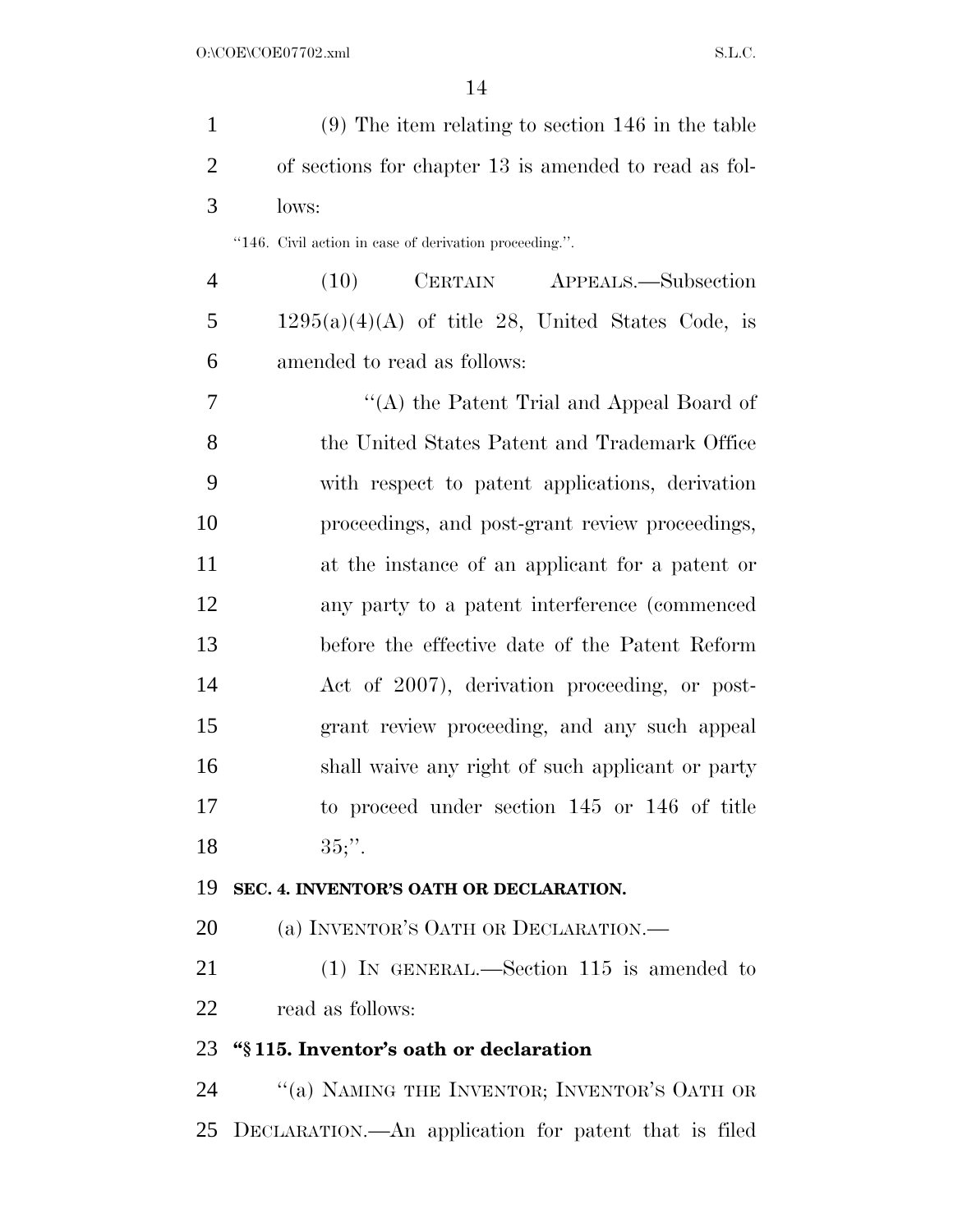(9) The item relating to section 146 in the table of sections for chapter 13 is amended to read as follows:

"146. Civil action in case of derivation proceeding.".

(10) CERTAIN APPEALS.—Subsection 1295(a)(4)(A) of title 28, United States Code, is amended to read as follows:

"(A) the Patent Trial and Appeal Board of the United States Patent and Trademark Office with respect to patent applications, derivation proceedings, and post-grant review proceedings, at the instance of an applicant for a patent or any party to a patent interference (commenced before the effective date of the Patent Reform Act of 2007), derivation proceeding, or post-grant review proceeding, and any such appeal shall waive any right of such applicant or party to proceed under section 145 or 146 of title 35;".

**SEC. 4. INVENTOR'S OATH OR DECLARATION.**

(a) INVENTOR'S OATH OR DECLARATION.—

(1) IN GENERAL.—Section 115 is amended to read as follows:

**"§ 115. Inventor's oath or declaration**

"(a) NAMING THE INVENTOR; INVENTOR'S OATH OR DECLARATION.—An application for patent that is filed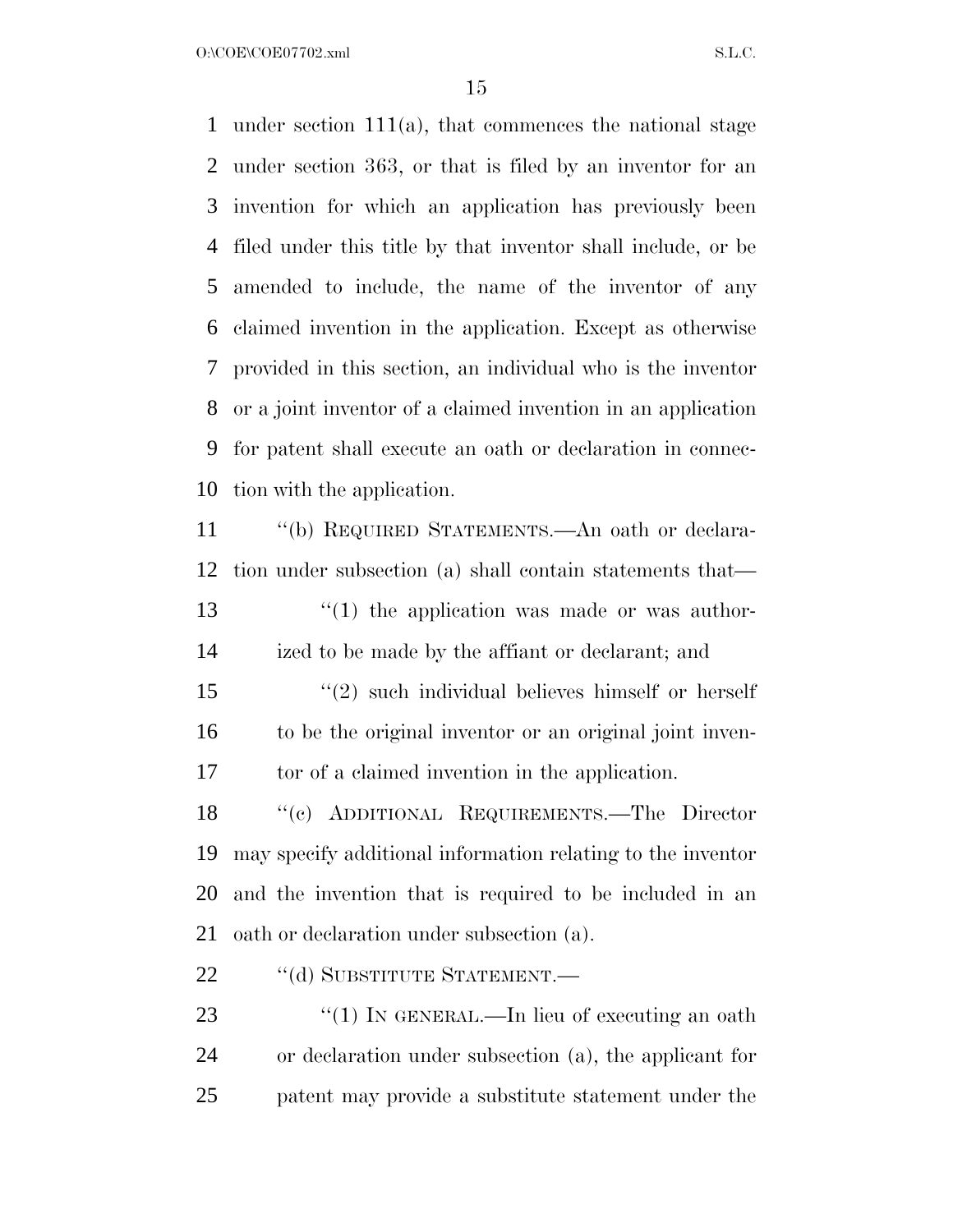under section 111(a), that commences the national stage under section 363, or that is filed by an inventor for an invention for which an application has previously been filed under this title by that inventor shall include, or be amended to include, the name of the inventor of any claimed invention in the application. Except as otherwise provided in this section, an individual who is the inventor or a joint inventor of a claimed invention in an application for patent shall execute an oath or declaration in connection with the application.

"(b) REQUIRED STATEMENTS.—An oath or declaration under subsection (a) shall contain statements that—

"(1) the application was made or was authorized to be made by the affiant or declarant; and

"(2) such individual believes himself or herself to be the original inventor or an original joint inventor of a claimed invention in the application.

"(c) ADDITIONAL REQUIREMENTS.—The Director may specify additional information relating to the inventor and the invention that is required to be included in an oath or declaration under subsection (a).

"(d) SUBSTITUTE STATEMENT.—

"(1) IN GENERAL.—In lieu of executing an oath or declaration under subsection (a), the applicant for patent may provide a substitute statement under the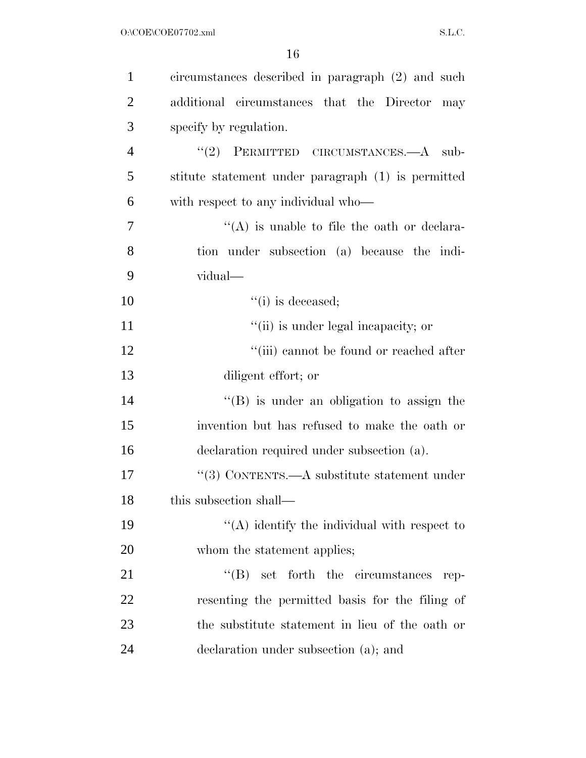circumstances described in paragraph (2) and such additional circumstances that the Director may specify by regulation.

''(2) PERMITTED CIRCUMSTANCES.—A substitute statement under paragraph (1) is permitted with respect to any individual who—

''(A) is unable to file the oath or declaration under subsection (a) because the individual—

''(i) is deceased;

''(ii) is under legal incapacity; or

''(iii) cannot be found or reached after diligent effort; or

''(B) is under an obligation to assign the invention but has refused to make the oath or declaration required under subsection (a).

''(3) CONTENTS.—A substitute statement under this subsection shall—

''(A) identify the individual with respect to whom the statement applies;

''(B) set forth the circumstances representing the permitted basis for the filing of the substitute statement in lieu of the oath or declaration under subsection (a); and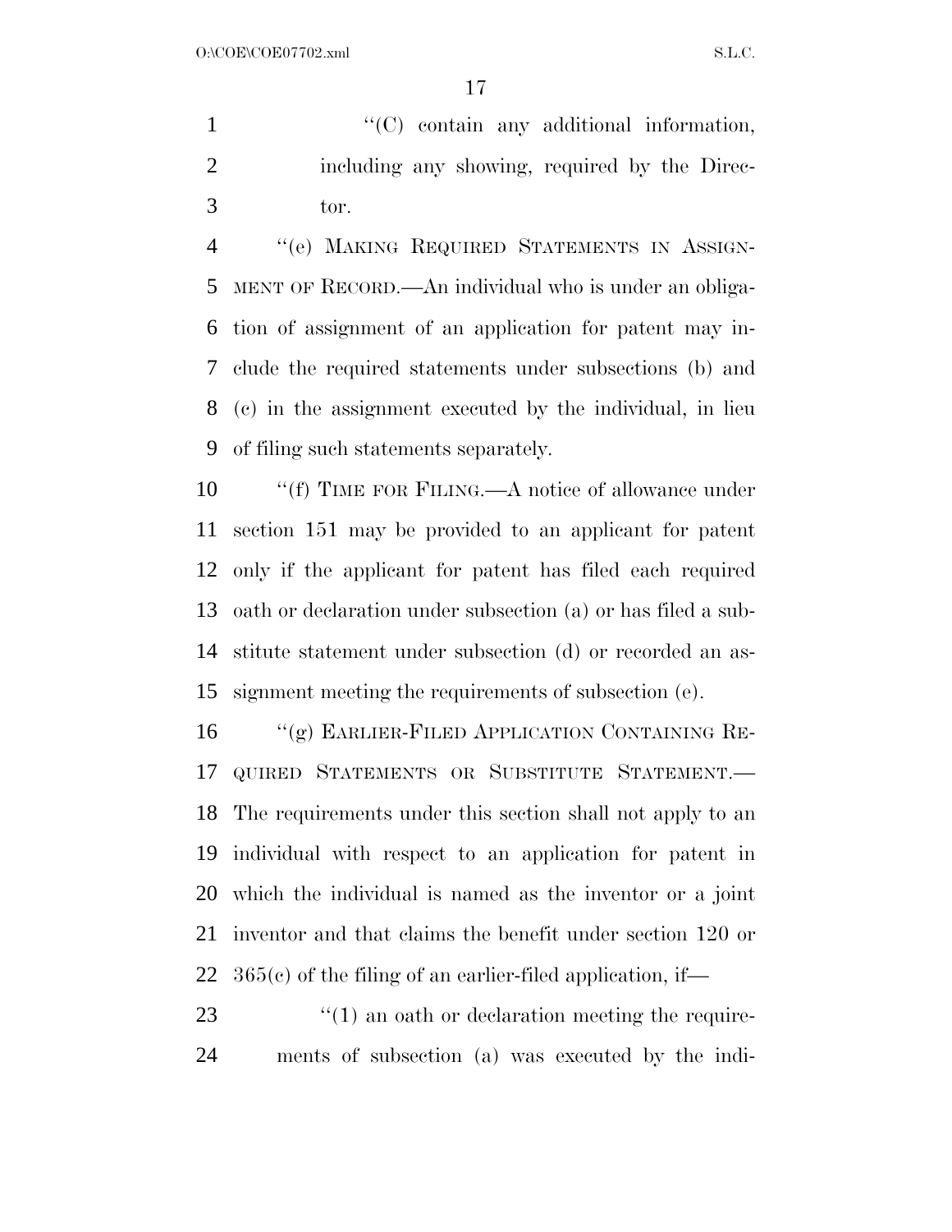"(C) contain any additional information, including any showing, required by the Director.

"(e) MAKING REQUIRED STATEMENTS IN ASSIGNMENT OF RECORD.—An individual who is under an obligation of assignment of an application for patent may include the required statements under subsections (b) and (c) in the assignment executed by the individual, in lieu of filing such statements separately.

"(f) TIME FOR FILING.—A notice of allowance under section 151 may be provided to an applicant for patent only if the applicant for patent has filed each required oath or declaration under subsection (a) or has filed a substitute statement under subsection (d) or recorded an assignment meeting the requirements of subsection (e).

"(g) EARLIER-FILED APPLICATION CONTAINING REQUIRED STATEMENTS OR SUBSTITUTE STATEMENT.—The requirements under this section shall not apply to an individual with respect to an application for patent in which the individual is named as the inventor or a joint inventor and that claims the benefit under section 120 or 365(c) of the filing of an earlier-filed application, if—

"(1) an oath or declaration meeting the requirements of subsection (a) was executed by the indi-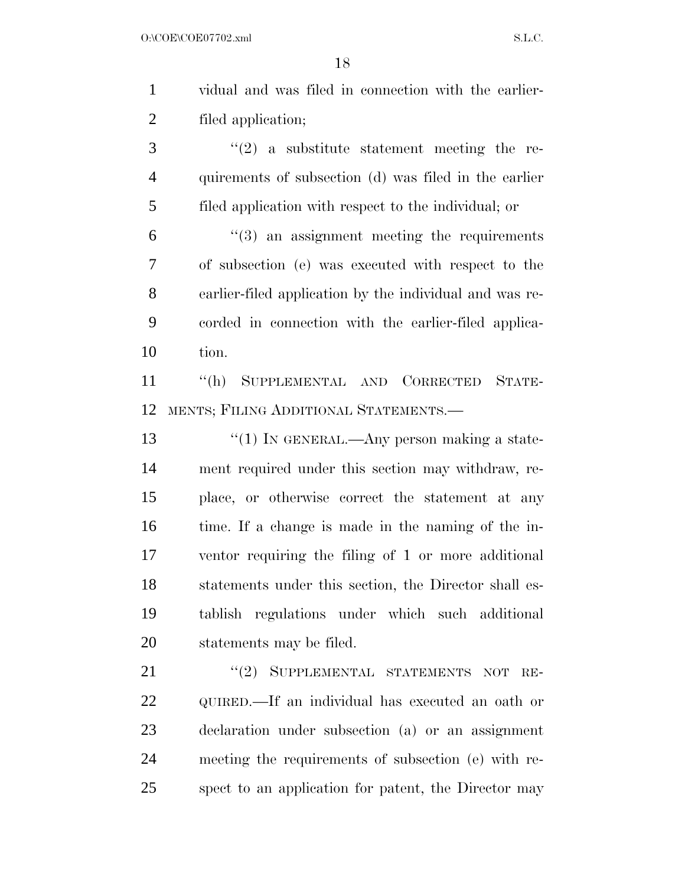vidual and was filed in connection with the earlier-filed application;

"(2) a substitute statement meeting the requirements of subsection (d) was filed in the earlier filed application with respect to the individual; or

"(3) an assignment meeting the requirements of subsection (e) was executed with respect to the earlier-filed application by the individual and was recorded in connection with the earlier-filed application.

"(h) SUPPLEMENTAL AND CORRECTED STATEMENTS; FILING ADDITIONAL STATEMENTS.—

"(1) IN GENERAL.—Any person making a statement required under this section may withdraw, replace, or otherwise correct the statement at any time. If a change is made in the naming of the inventor requiring the filing of 1 or more additional statements under this section, the Director shall establish regulations under which such additional statements may be filed.

"(2) SUPPLEMENTAL STATEMENTS NOT REQUIRED.—If an individual has executed an oath or declaration under subsection (a) or an assignment meeting the requirements of subsection (e) with respect to an application for patent, the Director may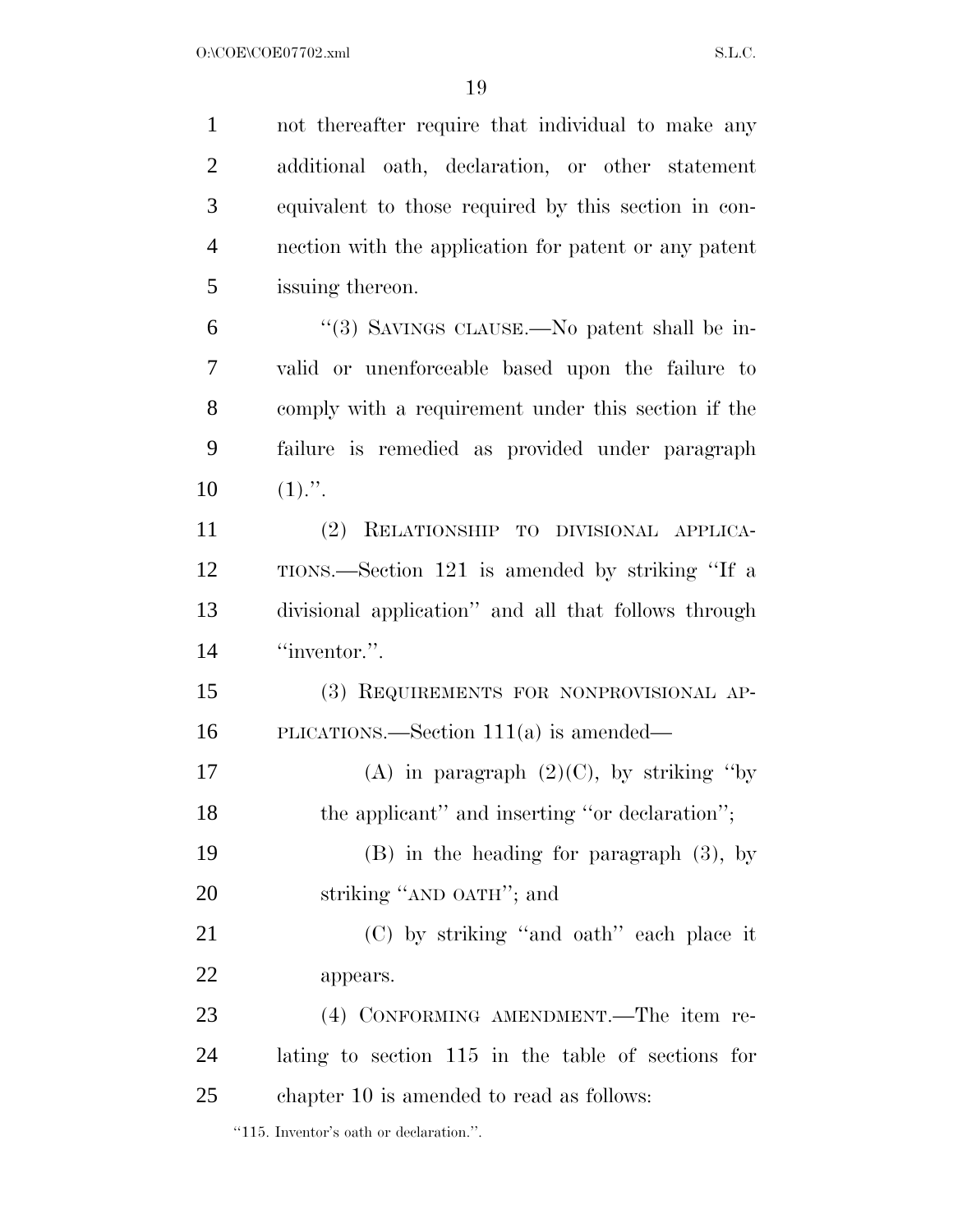not thereafter require that individual to make any additional oath, declaration, or other statement equivalent to those required by this section in connection with the application for patent or any patent issuing thereon.

"(3) SAVINGS CLAUSE.—No patent shall be invalid or unenforceable based upon the failure to comply with a requirement under this section if the failure is remedied as provided under paragraph (1).".

(2) RELATIONSHIP TO DIVISIONAL APPLICATIONS.—Section 121 is amended by striking "If a divisional application" and all that follows through "inventor.".

(3) REQUIREMENTS FOR NONPROVISIONAL APPLICATIONS.—Section 111(a) is amended—

(A) in paragraph (2)(C), by striking "by the applicant" and inserting "or declaration";

(B) in the heading for paragraph (3), by striking "AND OATH"; and

(C) by striking "and oath" each place it appears.

(4) CONFORMING AMENDMENT.—The item relating to section 115 in the table of sections for chapter 10 is amended to read as follows:

"115. Inventor's oath or declaration.".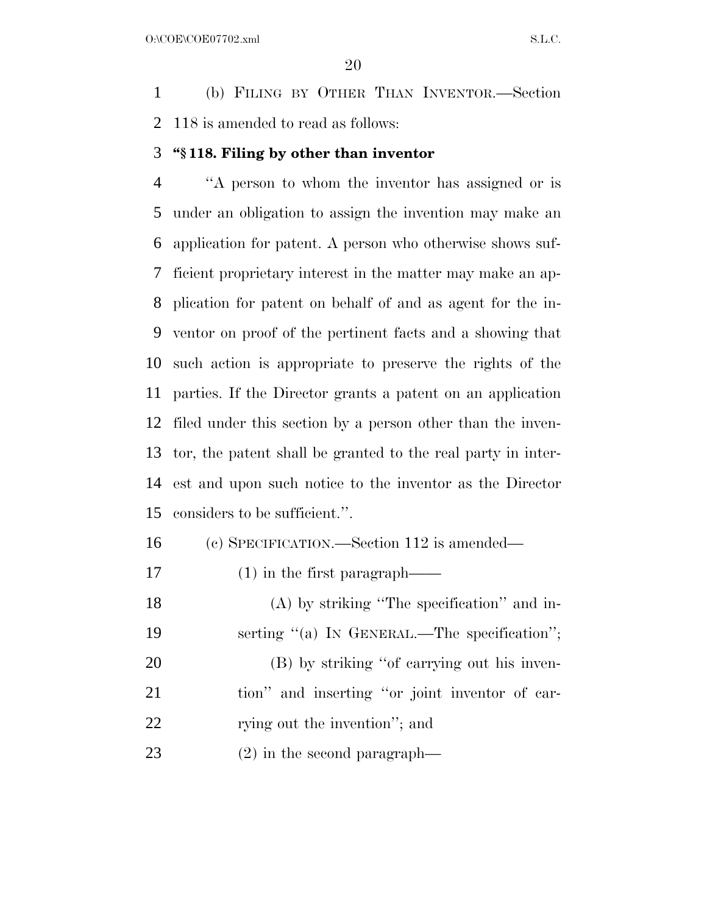(b) FILING BY OTHER THAN INVENTOR.—Section 118 is amended to read as follows:

**"§ 118. Filing by other than inventor**

"A person to whom the inventor has assigned or is under an obligation to assign the invention may make an application for patent. A person who otherwise shows sufficient proprietary interest in the matter may make an application for patent on behalf of and as agent for the inventor on proof of the pertinent facts and a showing that such action is appropriate to preserve the rights of the parties. If the Director grants a patent on an application filed under this section by a person other than the inventor, the patent shall be granted to the real party in interest and upon such notice to the inventor as the Director considers to be sufficient.".

(c) SPECIFICATION.—Section 112 is amended—

(1) in the first paragraph——

(A) by striking "The specification" and inserting "(a) IN GENERAL.—The specification";

(B) by striking "of carrying out his invention" and inserting "or joint inventor of carrying out the invention"; and

(2) in the second paragraph—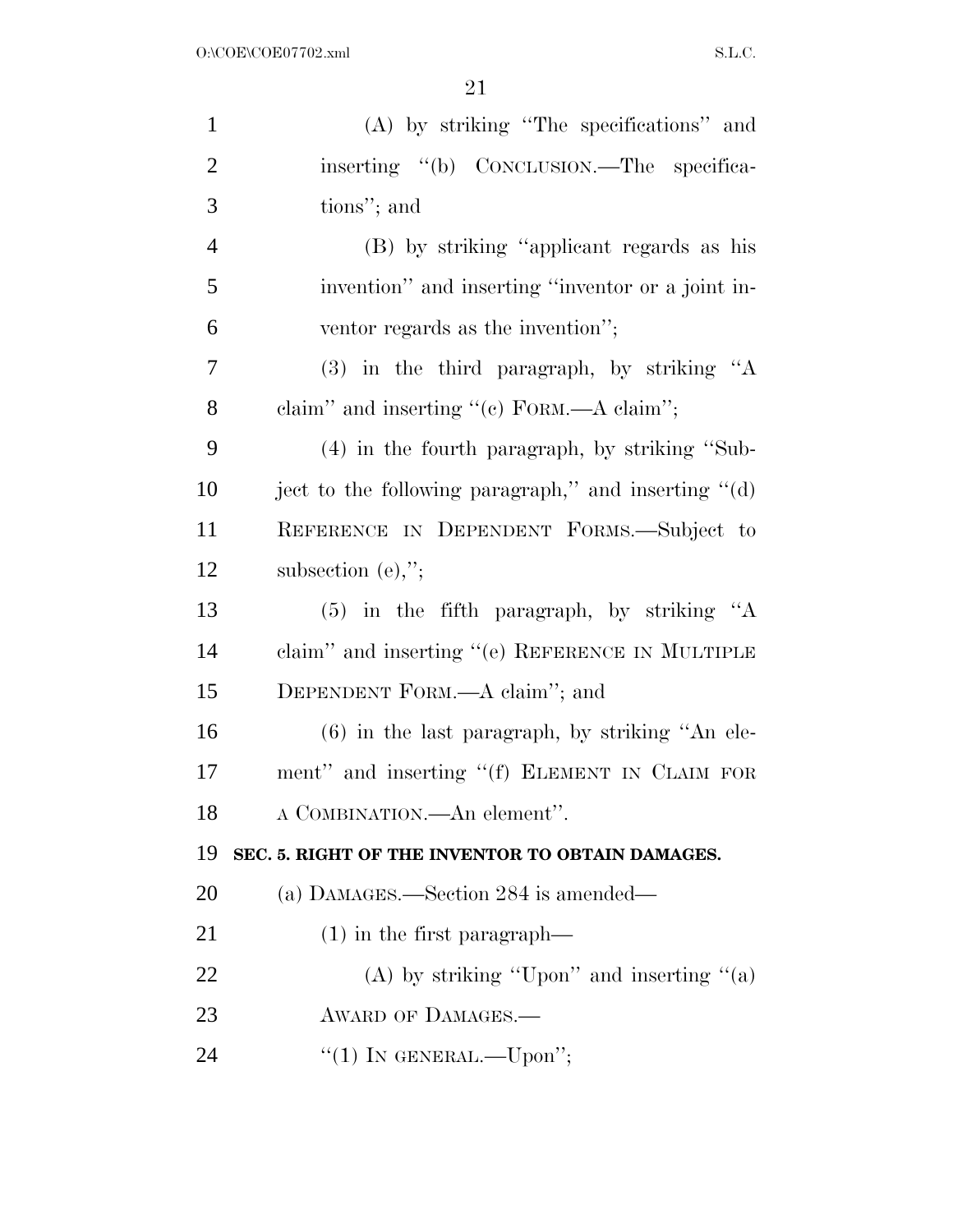(A) by striking ''The specifications'' and inserting ''(b) CONCLUSION.—The specifications''; and

(B) by striking ''applicant regards as his invention'' and inserting ''inventor or a joint inventor regards as the invention'';

(3) in the third paragraph, by striking ''A claim'' and inserting ''(c) FORM.—A claim'';

(4) in the fourth paragraph, by striking ''Subject to the following paragraph,'' and inserting ''(d) REFERENCE IN DEPENDENT FORMS.—Subject to subsection (e),'';

(5) in the fifth paragraph, by striking ''A claim'' and inserting ''(e) REFERENCE IN MULTIPLE DEPENDENT FORM.—A claim''; and

(6) in the last paragraph, by striking ''An element'' and inserting ''(f) ELEMENT IN CLAIM FOR A COMBINATION.—An element''.

**SEC. 5. RIGHT OF THE INVENTOR TO OBTAIN DAMAGES.**

(a) DAMAGES.—Section 284 is amended—

(1) in the first paragraph—

(A) by striking ''Upon'' and inserting ''(a) AWARD OF DAMAGES.—

''(1) IN GENERAL.—Upon'';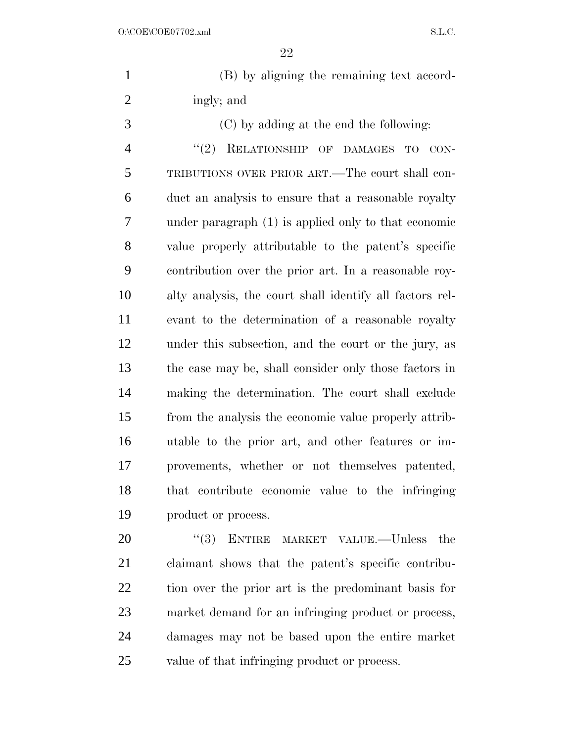(B) by aligning the remaining text accordingly; and

(C) by adding at the end the following:

"(2) RELATIONSHIP OF DAMAGES TO CONTRIBUTIONS OVER PRIOR ART.—The court shall conduct an analysis to ensure that a reasonable royalty under paragraph (1) is applied only to that economic value properly attributable to the patent's specific contribution over the prior art. In a reasonable royalty analysis, the court shall identify all factors relevant to the determination of a reasonable royalty under this subsection, and the court or the jury, as the case may be, shall consider only those factors in making the determination. The court shall exclude from the analysis the economic value properly attributable to the prior art, and other features or improvements, whether or not themselves patented, that contribute economic value to the infringing product or process.

"(3) ENTIRE MARKET VALUE.—Unless the claimant shows that the patent's specific contribution over the prior art is the predominant basis for market demand for an infringing product or process, damages may not be based upon the entire market value of that infringing product or process.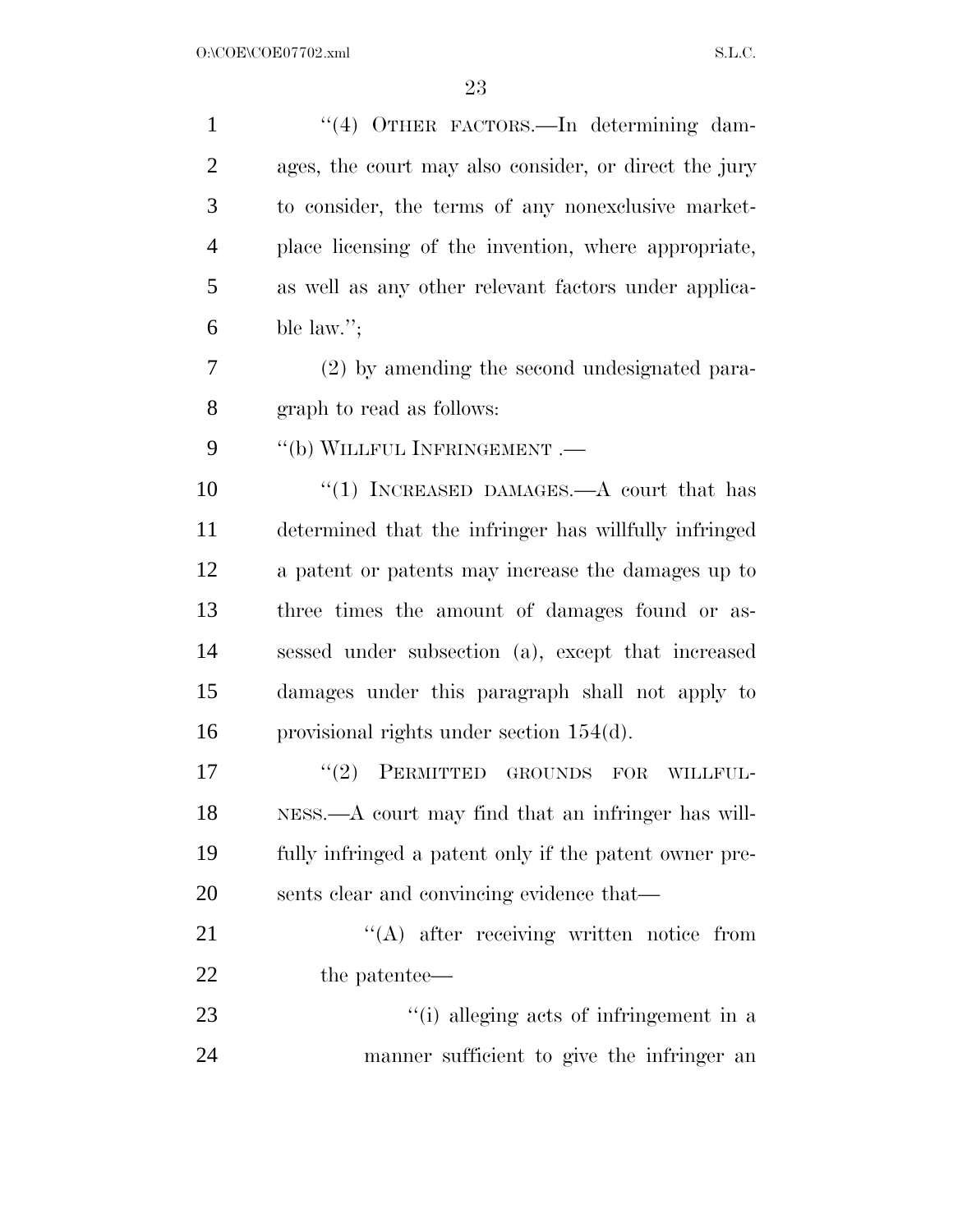''(4) OTHER FACTORS.—In determining damages, the court may also consider, or direct the jury to consider, the terms of any nonexclusive marketplace licensing of the invention, where appropriate, as well as any other relevant factors under applicable law.'';

(2) by amending the second undesignated paragraph to read as follows:

''(b) WILLFUL INFRINGEMENT .—

''(1) INCREASED DAMAGES.—A court that has determined that the infringer has willfully infringed a patent or patents may increase the damages up to three times the amount of damages found or assessed under subsection (a), except that increased damages under this paragraph shall not apply to provisional rights under section 154(d).

''(2) PERMITTED GROUNDS FOR WILLFULNESS.—A court may find that an infringer has willfully infringed a patent only if the patent owner presents clear and convincing evidence that—

''(A) after receiving written notice from the patentee—

''(i) alleging acts of infringement in a manner sufficient to give the infringer an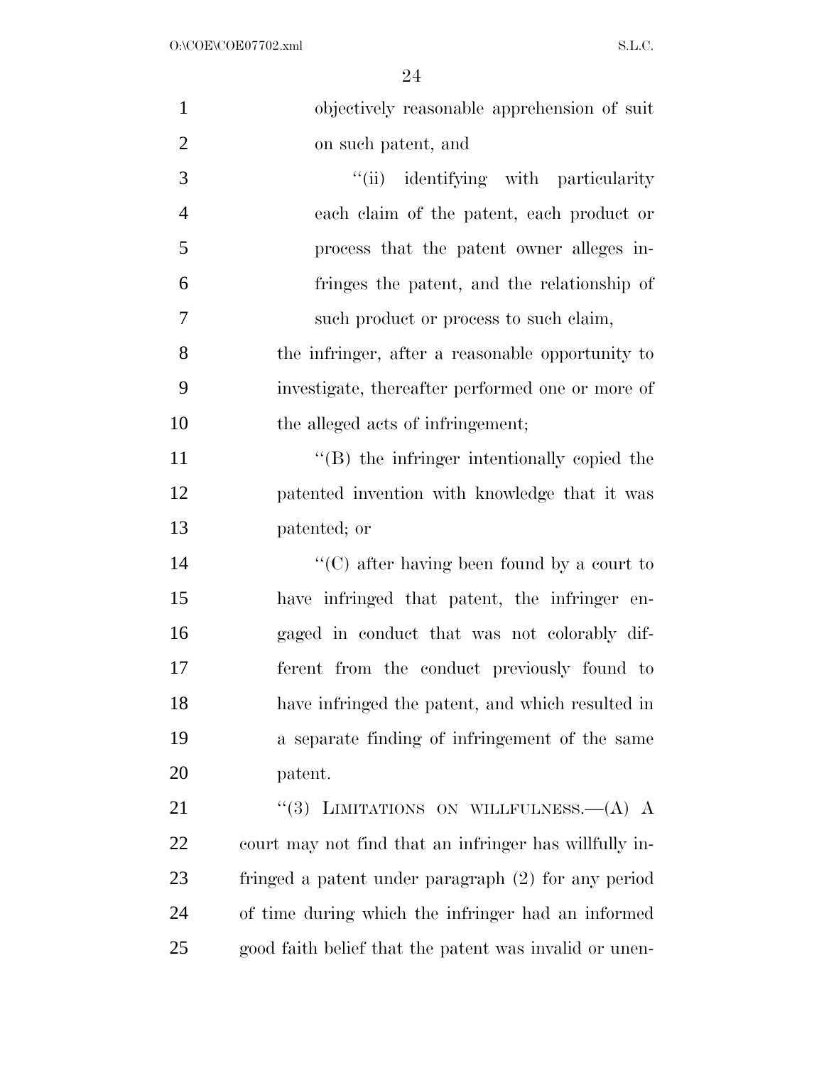objectively reasonable apprehension of suit on such patent, and

''(ii) identifying with particularity each claim of the patent, each product or process that the patent owner alleges infringes the patent, and the relationship of such product or process to such claim,

the infringer, after a reasonable opportunity to investigate, thereafter performed one or more of the alleged acts of infringement;

''(B) the infringer intentionally copied the patented invention with knowledge that it was patented; or

''(C) after having been found by a court to have infringed that patent, the infringer engaged in conduct that was not colorably different from the conduct previously found to have infringed the patent, and which resulted in a separate finding of infringement of the same patent.

''(3) LIMITATIONS ON WILLFULNESS.—(A) A court may not find that an infringer has willfully infringed a patent under paragraph (2) for any period of time during which the infringer had an informed good faith belief that the patent was invalid or unen-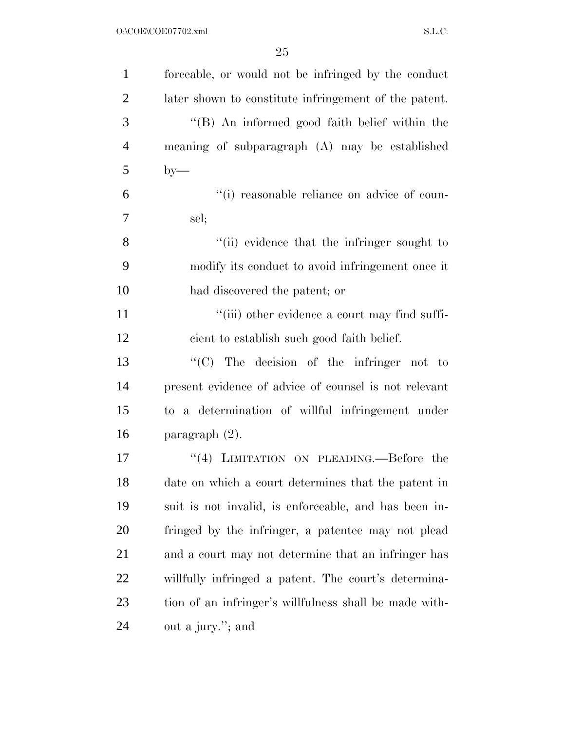forceable, or would not be infringed by the conduct later shown to constitute infringement of the patent.

''(B) An informed good faith belief within the meaning of subparagraph (A) may be established by—

''(i) reasonable reliance on advice of counsel;

''(ii) evidence that the infringer sought to modify its conduct to avoid infringement once it had discovered the patent; or

''(iii) other evidence a court may find sufficient to establish such good faith belief.

''(C) The decision of the infringer not to present evidence of advice of counsel is not relevant to a determination of willful infringement under paragraph (2).

''(4) LIMITATION ON PLEADING.—Before the date on which a court determines that the patent in suit is not invalid, is enforceable, and has been infringed by the infringer, a patentee may not plead and a court may not determine that an infringer has willfully infringed a patent. The court's determination of an infringer's willfulness shall be made without a jury.''; and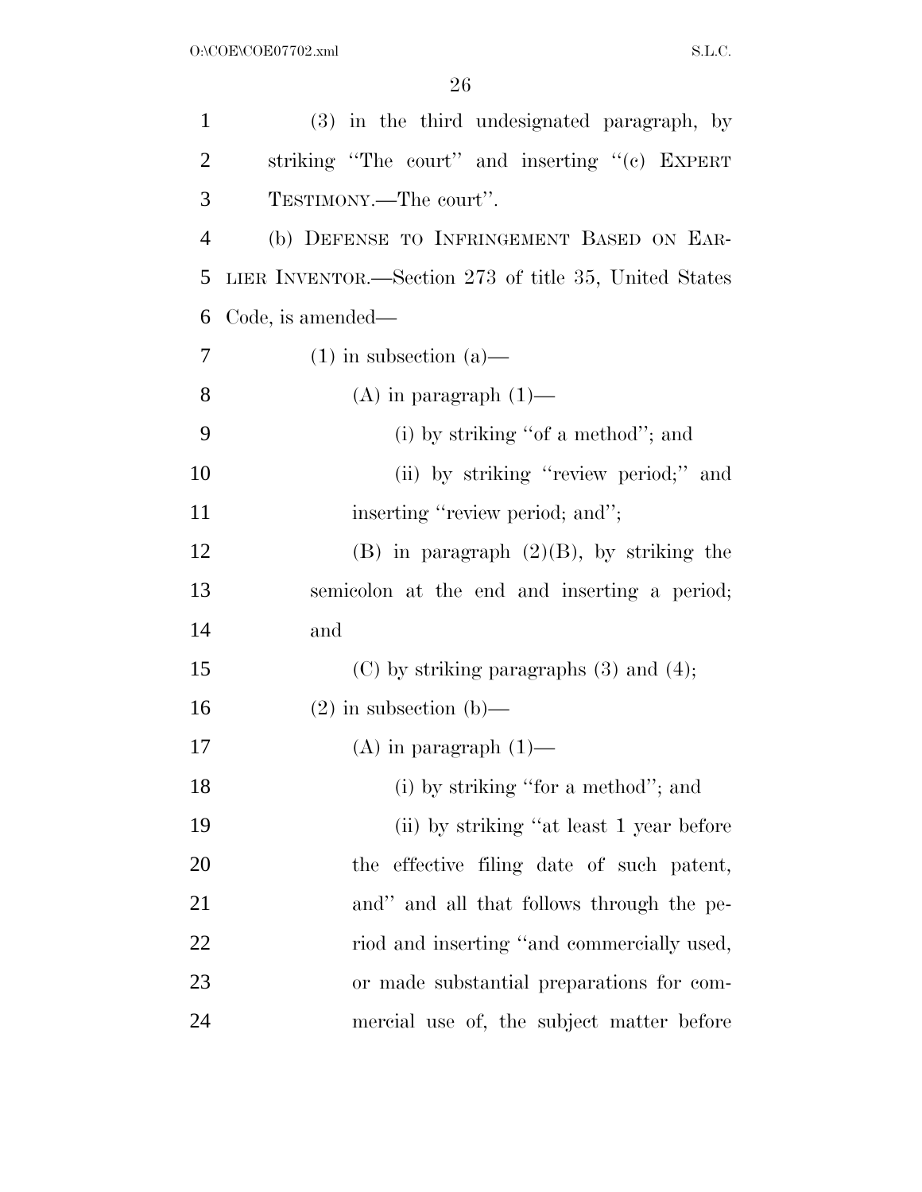(3) in the third undesignated paragraph, by striking "The court" and inserting "(c) EXPERT TESTIMONY.—The court".

(b) DEFENSE TO INFRINGEMENT BASED ON EARLIER INVENTOR.—Section 273 of title 35, United States Code, is amended—

(1) in subsection (a)—

(A) in paragraph (1)—

(i) by striking "of a method"; and

(ii) by striking "review period;" and inserting "review period; and";

(B) in paragraph (2)(B), by striking the semicolon at the end and inserting a period; and

(C) by striking paragraphs (3) and (4);

(2) in subsection (b)—

(A) in paragraph (1)—

(i) by striking "for a method"; and

(ii) by striking "at least 1 year before the effective filing date of such patent, and" and all that follows through the period and inserting "and commercially used, or made substantial preparations for commercial use of, the subject matter before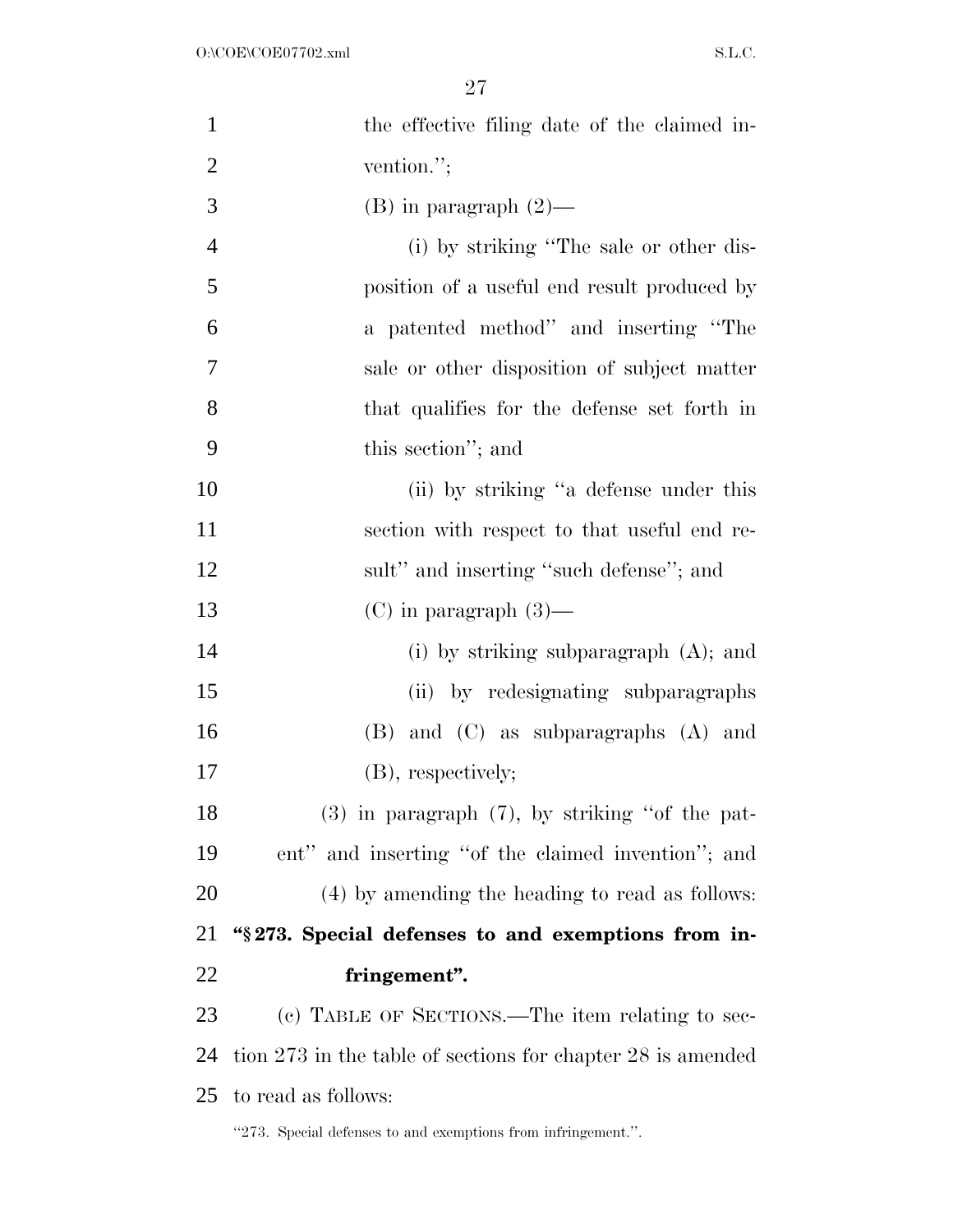the effective filing date of the claimed invention.'';

(B) in paragraph (2)—

(i) by striking ''The sale or other disposition of a useful end result produced by a patented method'' and inserting ''The sale or other disposition of subject matter that qualifies for the defense set forth in this section''; and

(ii) by striking ''a defense under this section with respect to that useful end result'' and inserting ''such defense''; and

(C) in paragraph (3)—

(i) by striking subparagraph (A); and

(ii) by redesignating subparagraphs (B) and (C) as subparagraphs (A) and (B), respectively;

(3) in paragraph (7), by striking ''of the patent'' and inserting ''of the claimed invention''; and

(4) by amending the heading to read as follows:

**''§ 273. Special defenses to and exemptions from infringement''.**

(c) TABLE OF SECTIONS.—The item relating to section 273 in the table of sections for chapter 28 is amended to read as follows:

''273. Special defenses to and exemptions from infringement.''.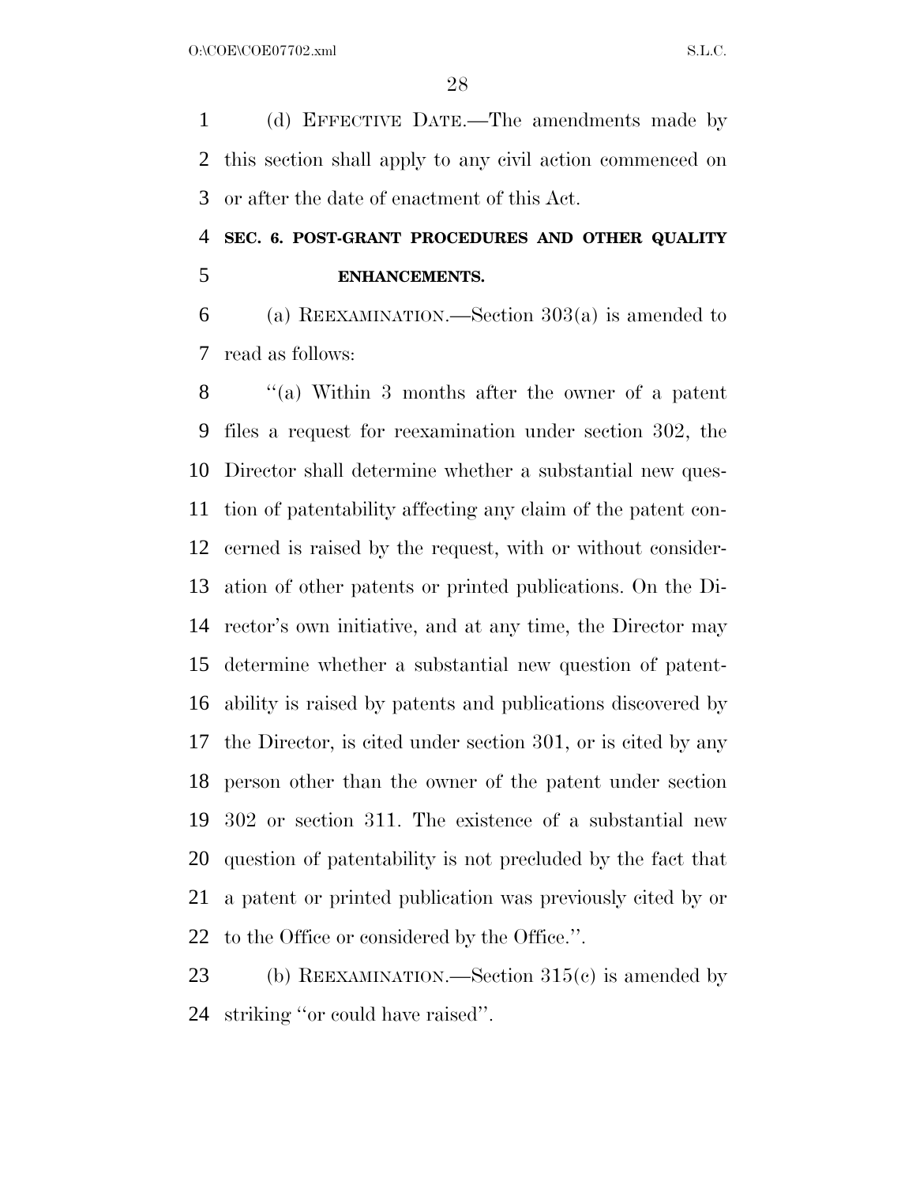(d) EFFECTIVE DATE.—The amendments made by this section shall apply to any civil action commenced on or after the date of enactment of this Act.

## SEC. 6. POST-GRANT PROCEDURES AND OTHER QUALITY ENHANCEMENTS.

(a) REEXAMINATION.—Section 303(a) is amended to read as follows:

''(a) Within 3 months after the owner of a patent files a request for reexamination under section 302, the Director shall determine whether a substantial new question of patentability affecting any claim of the patent concerned is raised by the request, with or without consideration of other patents or printed publications. On the Director's own initiative, and at any time, the Director may determine whether a substantial new question of patentability is raised by patents and publications discovered by the Director, is cited under section 301, or is cited by any person other than the owner of the patent under section 302 or section 311. The existence of a substantial new question of patentability is not precluded by the fact that a patent or printed publication was previously cited by or to the Office or considered by the Office.''.

(b) REEXAMINATION.—Section 315(c) is amended by striking ''or could have raised''.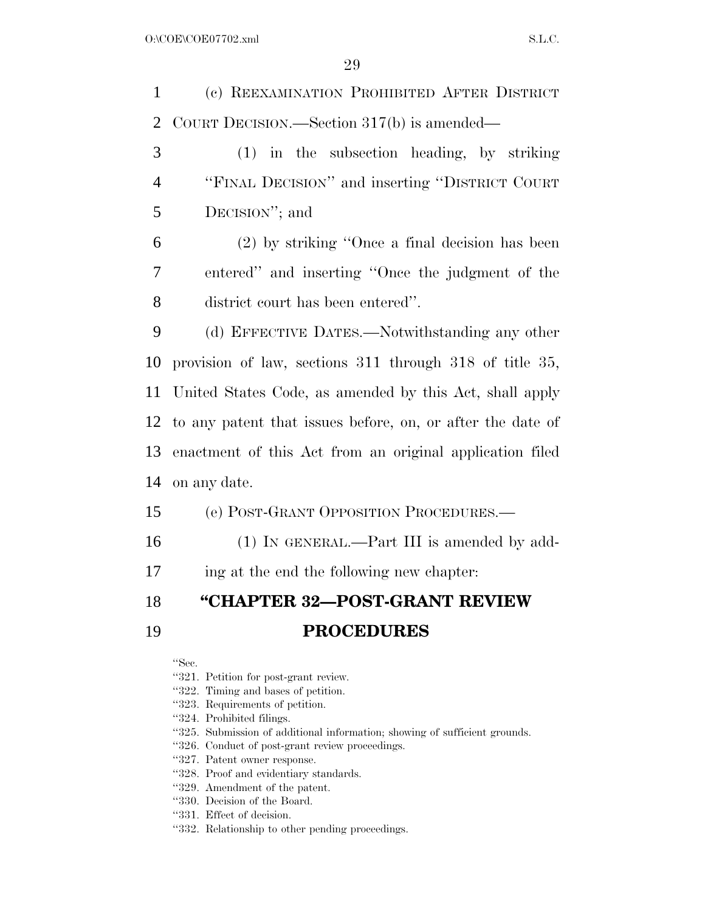(c) REEXAMINATION PROHIBITED AFTER DISTRICT COURT DECISION.—Section 317(b) is amended—

(1) in the subsection heading, by striking "FINAL DECISION" and inserting "DISTRICT COURT DECISION"; and

(2) by striking "Once a final decision has been entered" and inserting "Once the judgment of the district court has been entered".

(d) EFFECTIVE DATES.—Notwithstanding any other provision of law, sections 311 through 318 of title 35, United States Code, as amended by this Act, shall apply to any patent that issues before, on, or after the date of enactment of this Act from an original application filed on any date.

(e) POST-GRANT OPPOSITION PROCEDURES.—

(1) IN GENERAL.—Part III is amended by adding at the end the following new chapter:

## "CHAPTER 32—POST-GRANT REVIEW PROCEDURES

"Sec.
"321. Petition for post-grant review.
"322. Timing and bases of petition.
"323. Requirements of petition.
"324. Prohibited filings.
"325. Submission of additional information; showing of sufficient grounds.
"326. Conduct of post-grant review proceedings.
"327. Patent owner response.
"328. Proof and evidentiary standards.
"329. Amendment of the patent.
"330. Decision of the Board.
"331. Effect of decision.
"332. Relationship to other pending proceedings.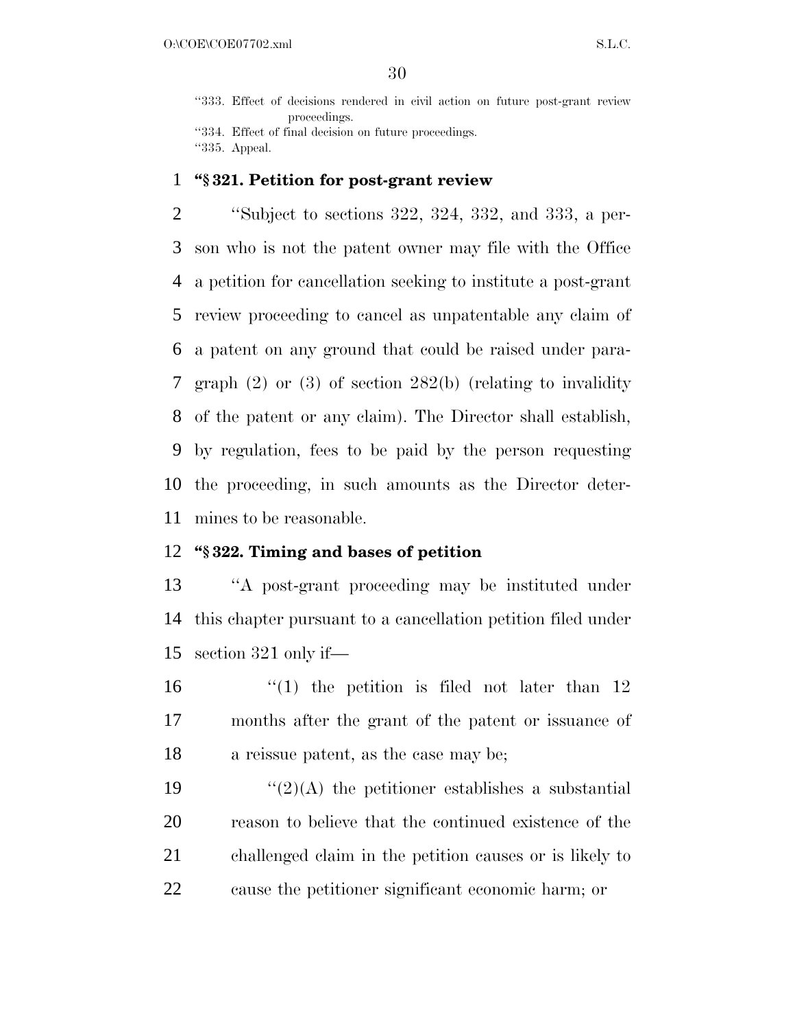"333. Effect of decisions rendered in civil action on future post-grant review proceedings.
"334. Effect of final decision on future proceedings.
"335. Appeal.

**"§ 321. Petition for post-grant review**

"Subject to sections 322, 324, 332, and 333, a person who is not the patent owner may file with the Office a petition for cancellation seeking to institute a post-grant review proceeding to cancel as unpatentable any claim of a patent on any ground that could be raised under paragraph (2) or (3) of section 282(b) (relating to invalidity of the patent or any claim). The Director shall establish, by regulation, fees to be paid by the person requesting the proceeding, in such amounts as the Director determines to be reasonable.

**"§ 322. Timing and bases of petition**

"A post-grant proceeding may be instituted under this chapter pursuant to a cancellation petition filed under section 321 only if—

"(1) the petition is filed not later than 12 months after the grant of the patent or issuance of a reissue patent, as the case may be;

"(2)(A) the petitioner establishes a substantial reason to believe that the continued existence of the challenged claim in the petition causes or is likely to cause the petitioner significant economic harm; or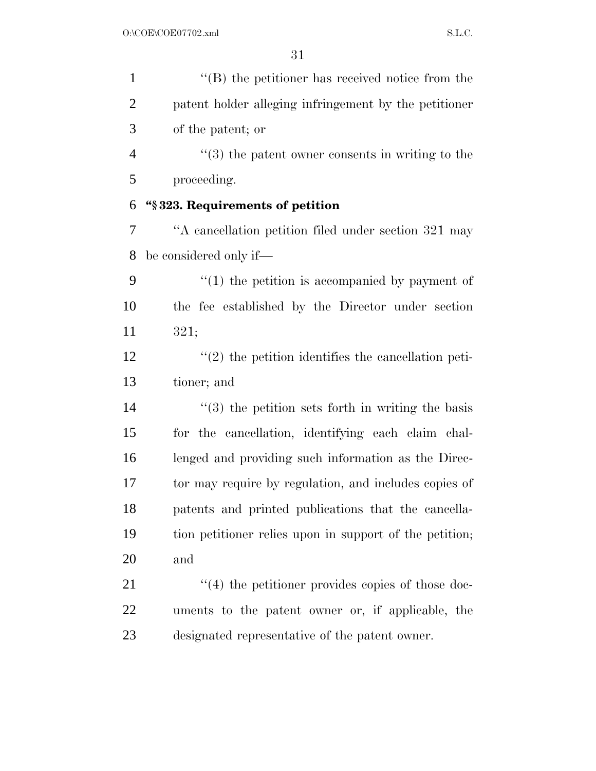"(B) the petitioner has received notice from the patent holder alleging infringement by the petitioner of the patent; or

"(3) the patent owner consents in writing to the proceeding.

**"§ 323. Requirements of petition**

"A cancellation petition filed under section 321 may be considered only if—

"(1) the petition is accompanied by payment of the fee established by the Director under section 321;

"(2) the petition identifies the cancellation petitioner; and

"(3) the petition sets forth in writing the basis for the cancellation, identifying each claim challenged and providing such information as the Director may require by regulation, and includes copies of patents and printed publications that the cancellation petitioner relies upon in support of the petition; and

"(4) the petitioner provides copies of those documents to the patent owner or, if applicable, the designated representative of the patent owner.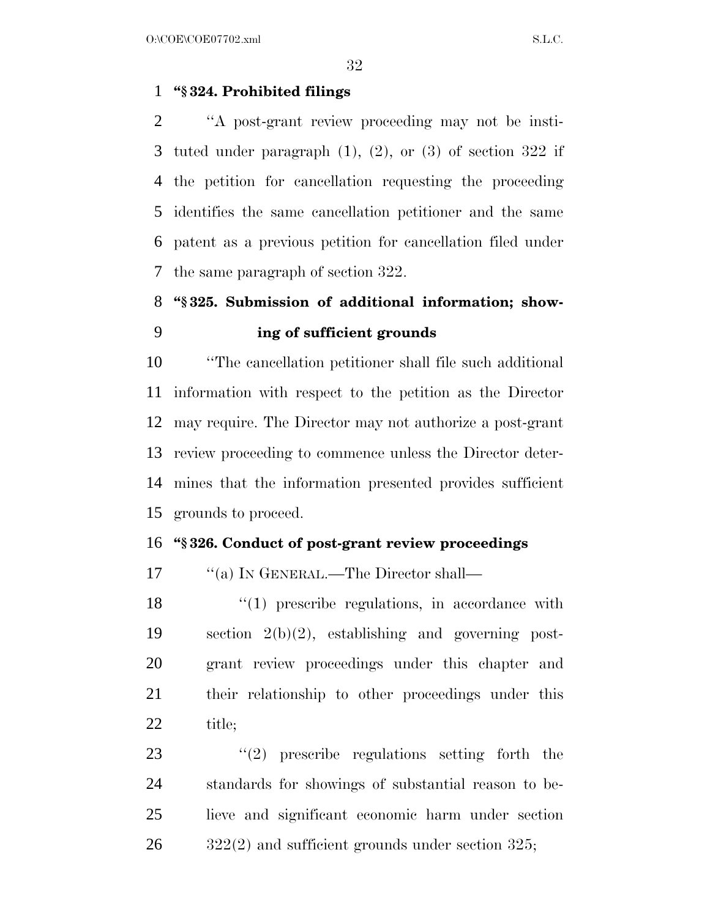**"§ 324. Prohibited filings**

"A post-grant review proceeding may not be instituted under paragraph (1), (2), or (3) of section 322 if the petition for cancellation requesting the proceeding identifies the same cancellation petitioner and the same patent as a previous petition for cancellation filed under the same paragraph of section 322.

**"§ 325. Submission of additional information; showing of sufficient grounds**

"The cancellation petitioner shall file such additional information with respect to the petition as the Director may require. The Director may not authorize a post-grant review proceeding to commence unless the Director determines that the information presented provides sufficient grounds to proceed.

**"§ 326. Conduct of post-grant review proceedings**

"(a) IN GENERAL.—The Director shall—

"(1) prescribe regulations, in accordance with section 2(b)(2), establishing and governing post-grant review proceedings under this chapter and their relationship to other proceedings under this title;

"(2) prescribe regulations setting forth the standards for showings of substantial reason to believe and significant economic harm under section 322(2) and sufficient grounds under section 325;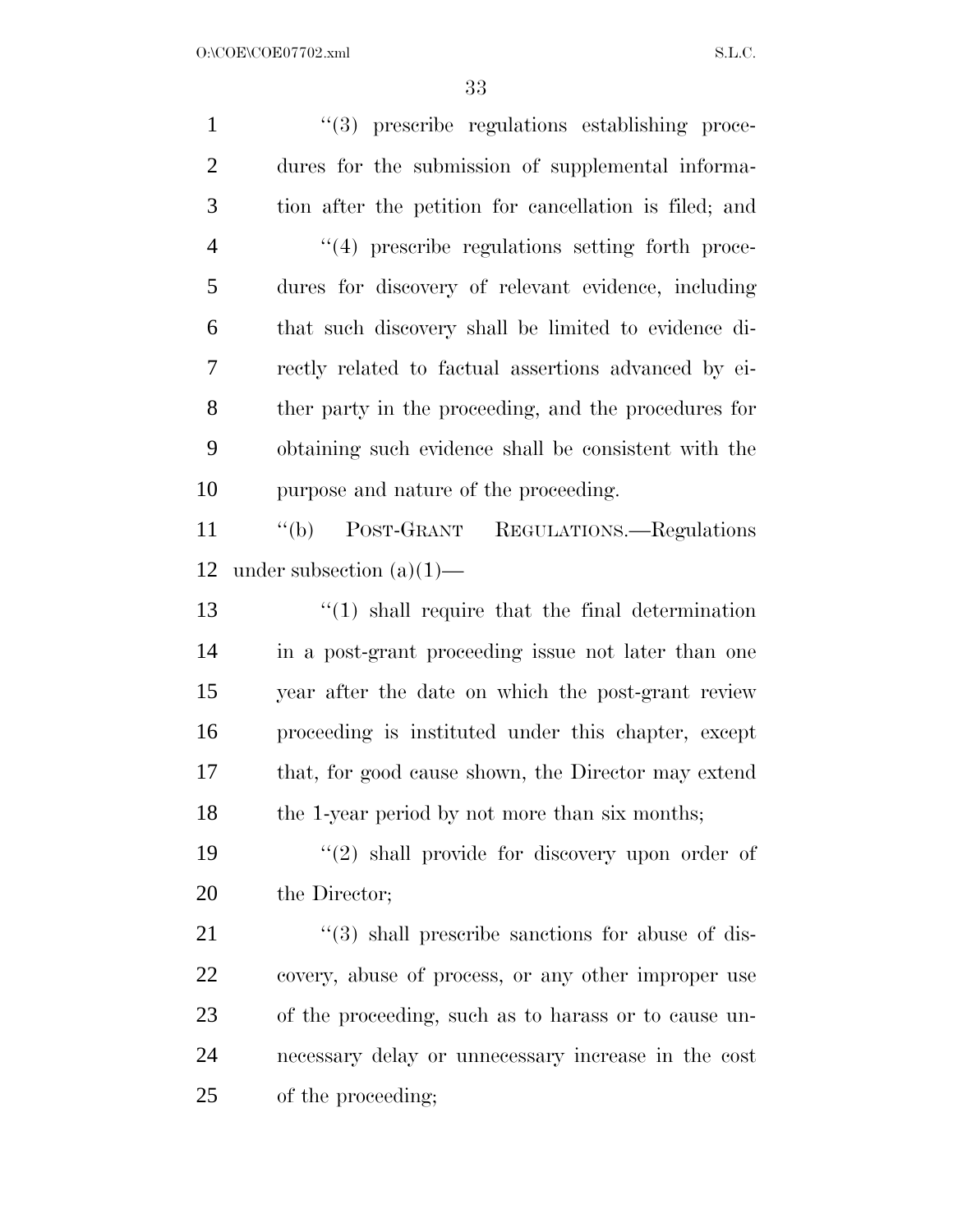"(3) prescribe regulations establishing procedures for the submission of supplemental information after the petition for cancellation is filed; and

"(4) prescribe regulations setting forth procedures for discovery of relevant evidence, including that such discovery shall be limited to evidence directly related to factual assertions advanced by either party in the proceeding, and the procedures for obtaining such evidence shall be consistent with the purpose and nature of the proceeding.

"(b) POST-GRANT REGULATIONS.—Regulations under subsection (a)(1)—

"(1) shall require that the final determination in a post-grant proceeding issue not later than one year after the date on which the post-grant review proceeding is instituted under this chapter, except that, for good cause shown, the Director may extend the 1-year period by not more than six months;

"(2) shall provide for discovery upon order of the Director;

"(3) shall prescribe sanctions for abuse of discovery, abuse of process, or any other improper use of the proceeding, such as to harass or to cause unnecessary delay or unnecessary increase in the cost of the proceeding;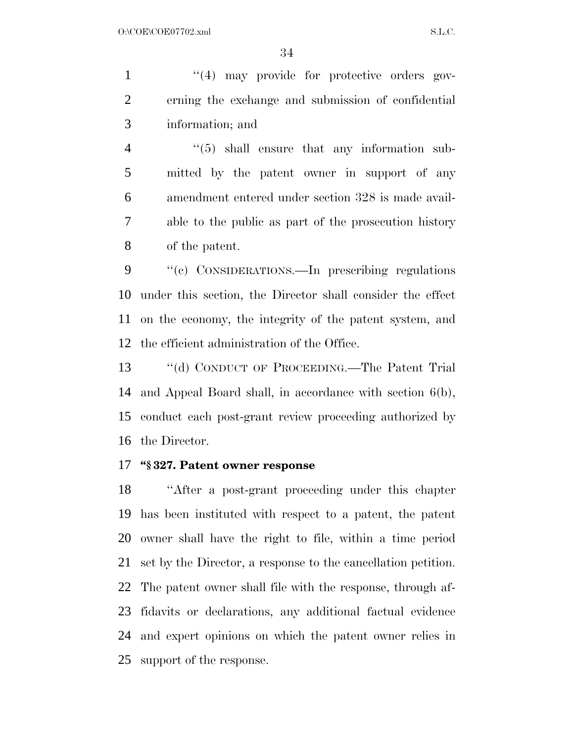''(4) may provide for protective orders governing the exchange and submission of confidential information; and

''(5) shall ensure that any information submitted by the patent owner in support of any amendment entered under section 328 is made available to the public as part of the prosecution history of the patent.

''(c) CONSIDERATIONS.—In prescribing regulations under this section, the Director shall consider the effect on the economy, the integrity of the patent system, and the efficient administration of the Office.

''(d) CONDUCT OF PROCEEDING.—The Patent Trial and Appeal Board shall, in accordance with section 6(b), conduct each post-grant review proceeding authorized by the Director.

**''§ 327. Patent owner response**

''After a post-grant proceeding under this chapter has been instituted with respect to a patent, the patent owner shall have the right to file, within a time period set by the Director, a response to the cancellation petition. The patent owner shall file with the response, through affidavits or declarations, any additional factual evidence and expert opinions on which the patent owner relies in support of the response.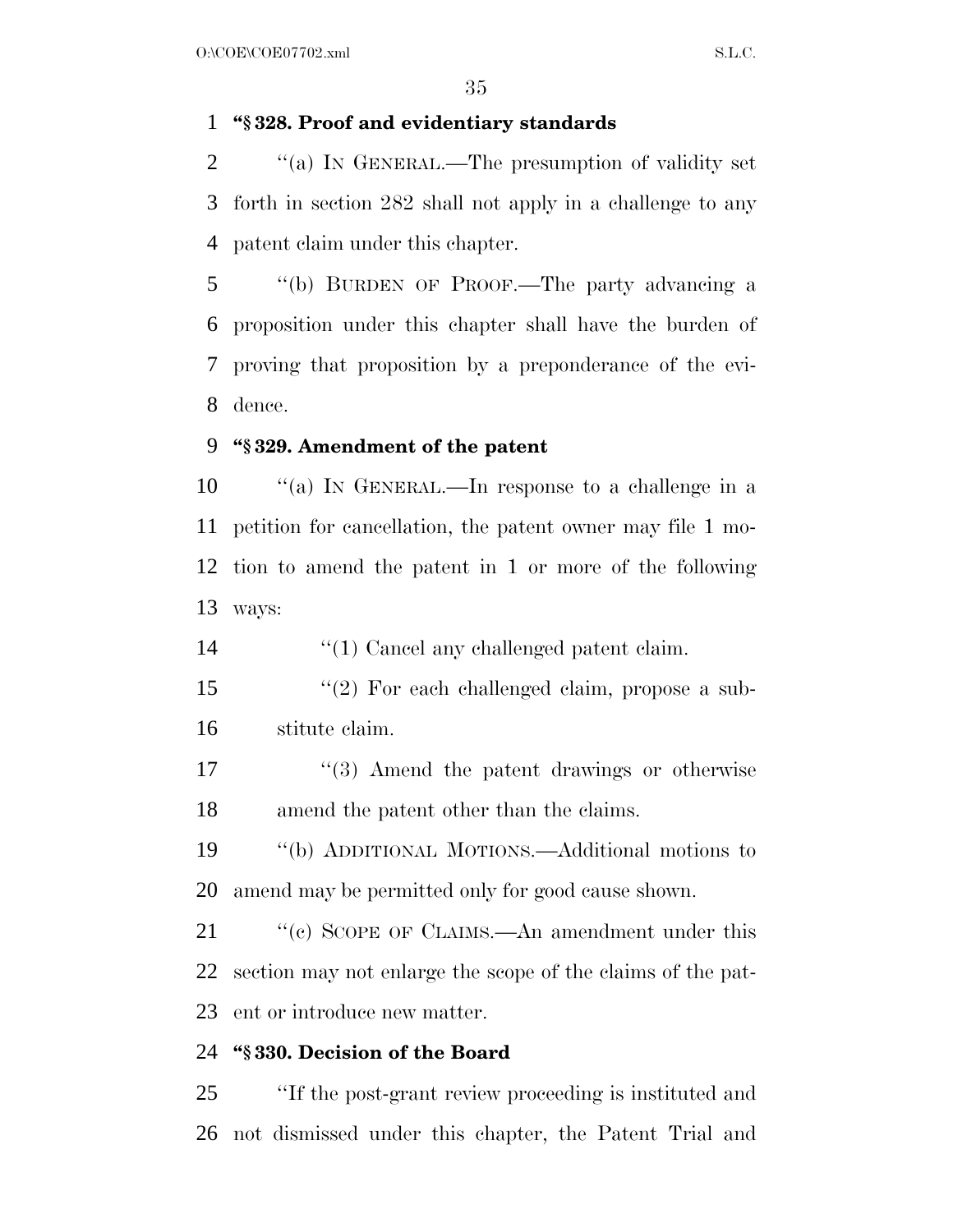**"§ 328. Proof and evidentiary standards**

"(a) IN GENERAL.—The presumption of validity set forth in section 282 shall not apply in a challenge to any patent claim under this chapter.

"(b) BURDEN OF PROOF.—The party advancing a proposition under this chapter shall have the burden of proving that proposition by a preponderance of the evidence.

**"§ 329. Amendment of the patent**

"(a) IN GENERAL.—In response to a challenge in a petition for cancellation, the patent owner may file 1 motion to amend the patent in 1 or more of the following ways:

"(1) Cancel any challenged patent claim.

"(2) For each challenged claim, propose a substitute claim.

"(3) Amend the patent drawings or otherwise amend the patent other than the claims.

"(b) ADDITIONAL MOTIONS.—Additional motions to amend may be permitted only for good cause shown.

"(c) SCOPE OF CLAIMS.—An amendment under this section may not enlarge the scope of the claims of the patent or introduce new matter.

**"§ 330. Decision of the Board**

"If the post-grant review proceeding is instituted and not dismissed under this chapter, the Patent Trial and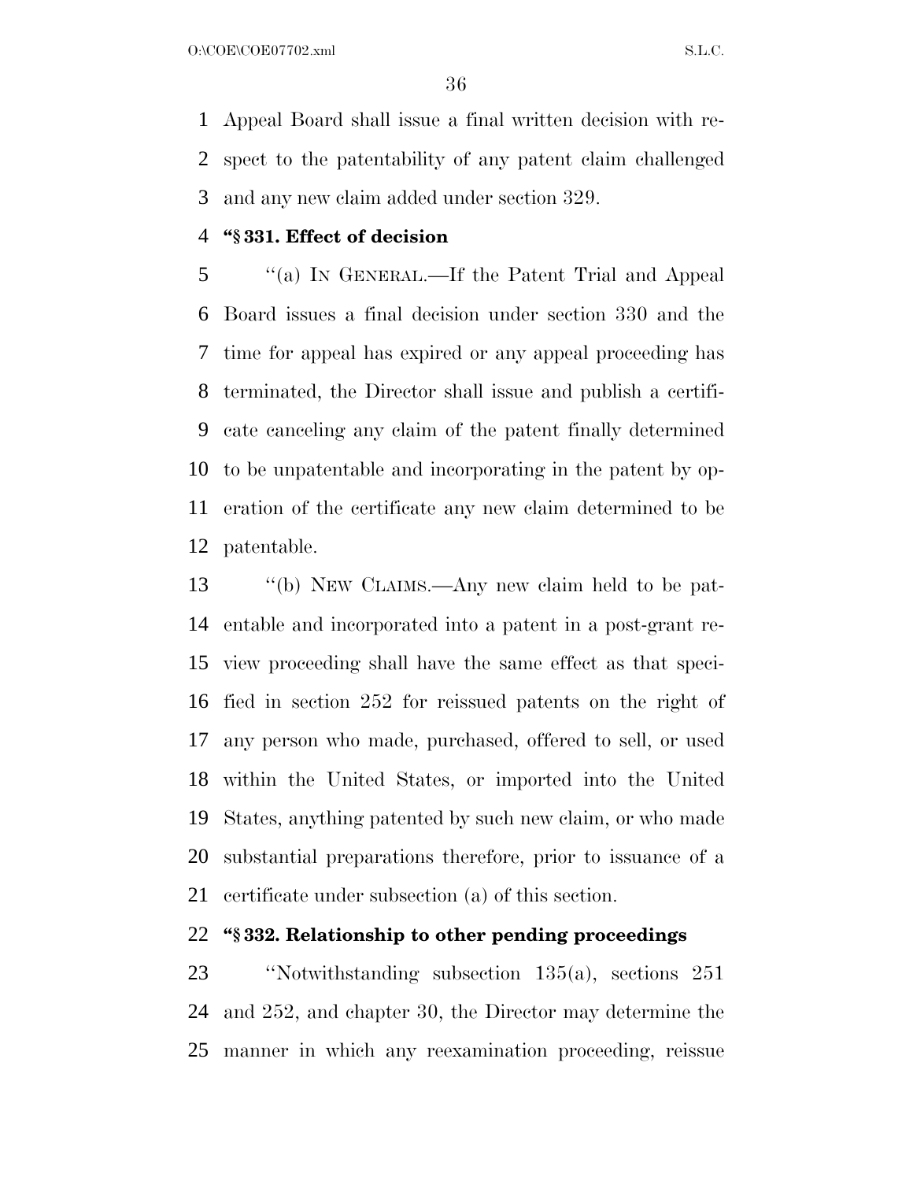Appeal Board shall issue a final written decision with respect to the patentability of any patent claim challenged and any new claim added under section 329.

**"§ 331. Effect of decision**

"(a) IN GENERAL.—If the Patent Trial and Appeal Board issues a final decision under section 330 and the time for appeal has expired or any appeal proceeding has terminated, the Director shall issue and publish a certificate canceling any claim of the patent finally determined to be unpatentable and incorporating in the patent by operation of the certificate any new claim determined to be patentable.

"(b) NEW CLAIMS.—Any new claim held to be patentable and incorporated into a patent in a post-grant review proceeding shall have the same effect as that specified in section 252 for reissued patents on the right of any person who made, purchased, offered to sell, or used within the United States, or imported into the United States, anything patented by such new claim, or who made substantial preparations therefore, prior to issuance of a certificate under subsection (a) of this section.

**"§ 332. Relationship to other pending proceedings**

"Notwithstanding subsection 135(a), sections 251 and 252, and chapter 30, the Director may determine the manner in which any reexamination proceeding, reissue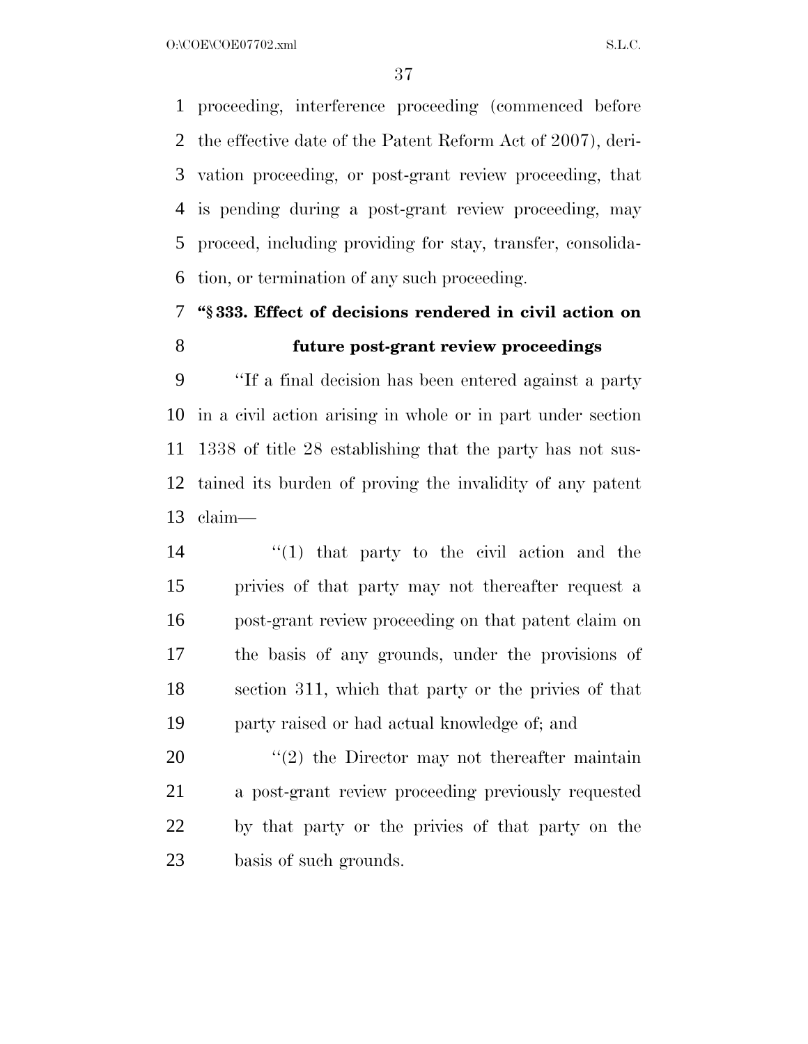proceeding, interference proceeding (commenced before the effective date of the Patent Reform Act of 2007), derivation proceeding, or post-grant review proceeding, that is pending during a post-grant review proceeding, may proceed, including providing for stay, transfer, consolidation, or termination of any such proceeding.

### "§ 333. Effect of decisions rendered in civil action on future post-grant review proceedings

"If a final decision has been entered against a party in a civil action arising in whole or in part under section 1338 of title 28 establishing that the party has not sustained its burden of proving the invalidity of any patent claim—

"(1) that party to the civil action and the privies of that party may not thereafter request a post-grant review proceeding on that patent claim on the basis of any grounds, under the provisions of section 311, which that party or the privies of that party raised or had actual knowledge of; and

"(2) the Director may not thereafter maintain a post-grant review proceeding previously requested by that party or the privies of that party on the basis of such grounds.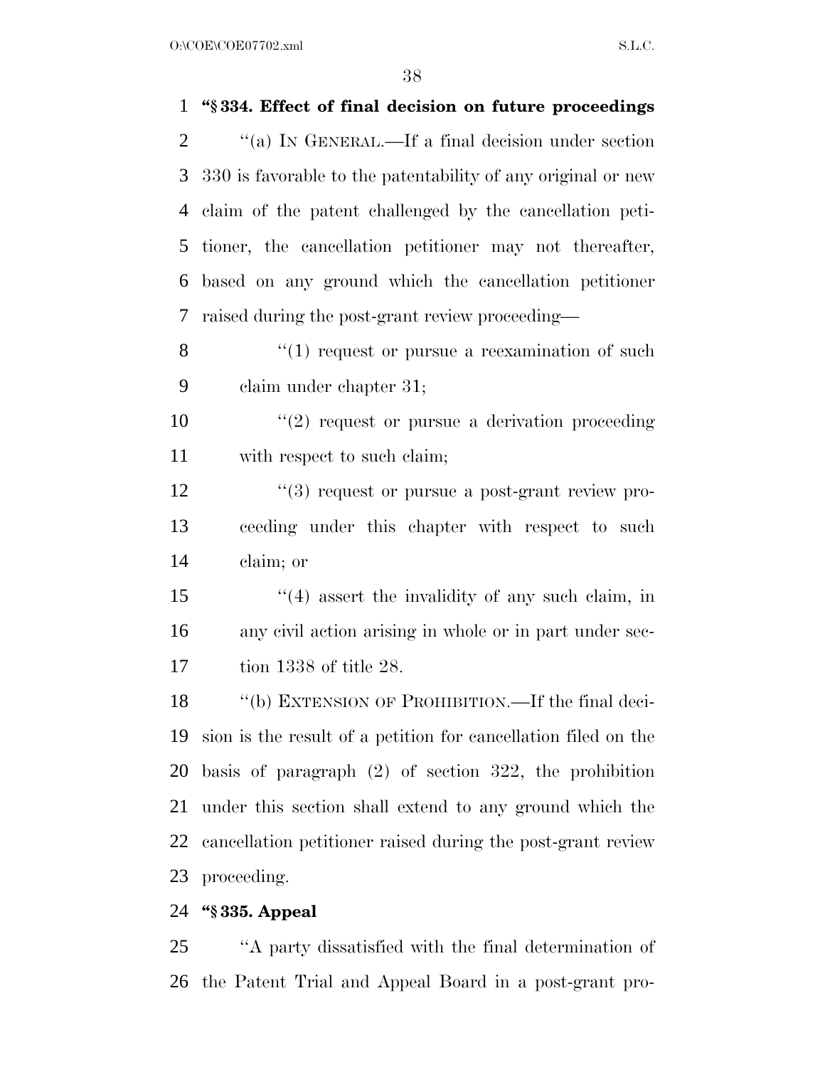**"§ 334. Effect of final decision on future proceedings**

"(a) IN GENERAL.—If a final decision under section 330 is favorable to the patentability of any original or new claim of the patent challenged by the cancellation petitioner, the cancellation petitioner may not thereafter, based on any ground which the cancellation petitioner raised during the post-grant review proceeding—

"(1) request or pursue a reexamination of such claim under chapter 31;

"(2) request or pursue a derivation proceeding with respect to such claim;

"(3) request or pursue a post-grant review proceeding under this chapter with respect to such claim; or

"(4) assert the invalidity of any such claim, in any civil action arising in whole or in part under section 1338 of title 28.

"(b) EXTENSION OF PROHIBITION.—If the final decision is the result of a petition for cancellation filed on the basis of paragraph (2) of section 322, the prohibition under this section shall extend to any ground which the cancellation petitioner raised during the post-grant review proceeding.

**"§ 335. Appeal**

"A party dissatisfied with the final determination of the Patent Trial and Appeal Board in a post-grant pro-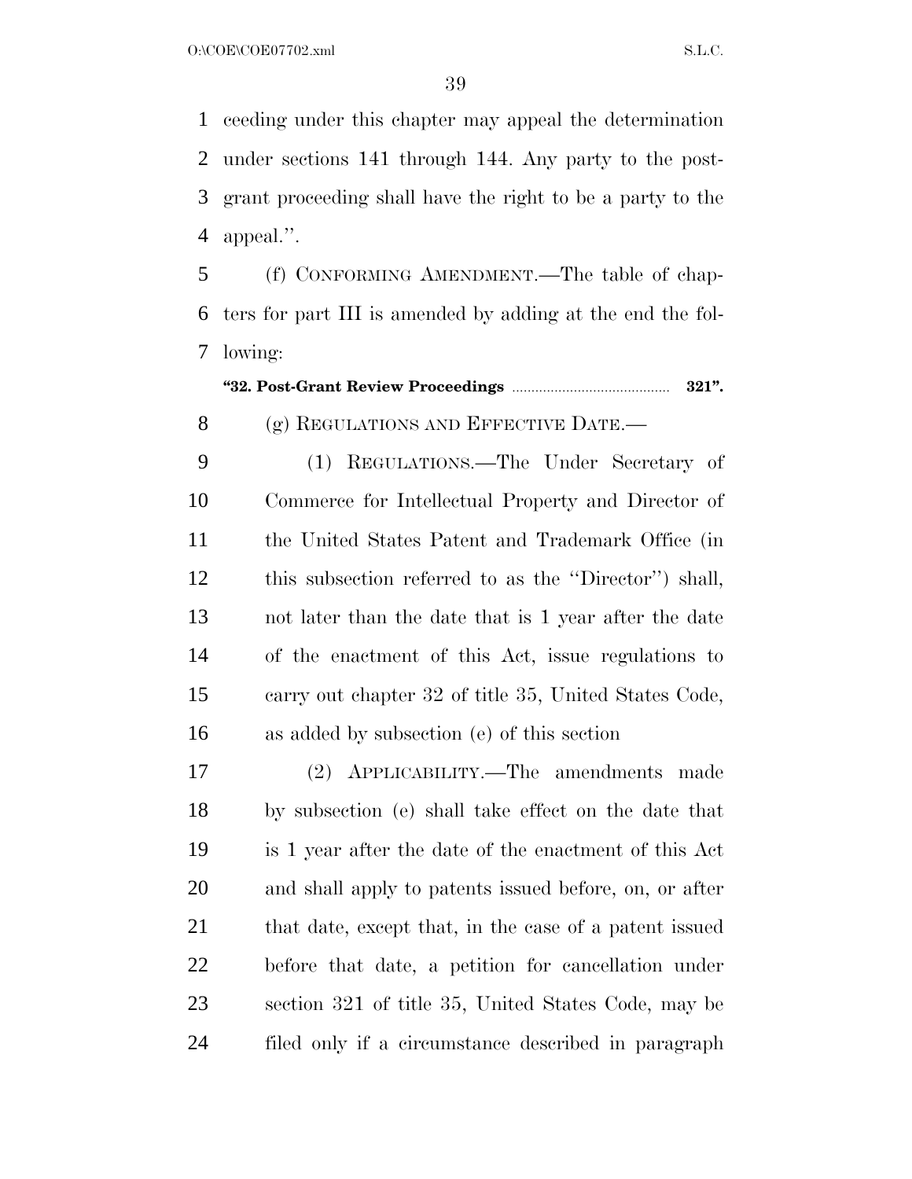ceeding under this chapter may appeal the determination under sections 141 through 144. Any party to the post-grant proceeding shall have the right to be a party to the appeal.''.

(f) CONFORMING AMENDMENT.—The table of chapters for part III is amended by adding at the end the following:

**''32. Post-Grant Review Proceedings ........................................ 321''.**

(g) REGULATIONS AND EFFECTIVE DATE.—

(1) REGULATIONS.—The Under Secretary of Commerce for Intellectual Property and Director of the United States Patent and Trademark Office (in this subsection referred to as the ''Director'') shall, not later than the date that is 1 year after the date of the enactment of this Act, issue regulations to carry out chapter 32 of title 35, United States Code, as added by subsection (e) of this section

(2) APPLICABILITY.—The amendments made by subsection (e) shall take effect on the date that is 1 year after the date of the enactment of this Act and shall apply to patents issued before, on, or after that date, except that, in the case of a patent issued before that date, a petition for cancellation under section 321 of title 35, United States Code, may be filed only if a circumstance described in paragraph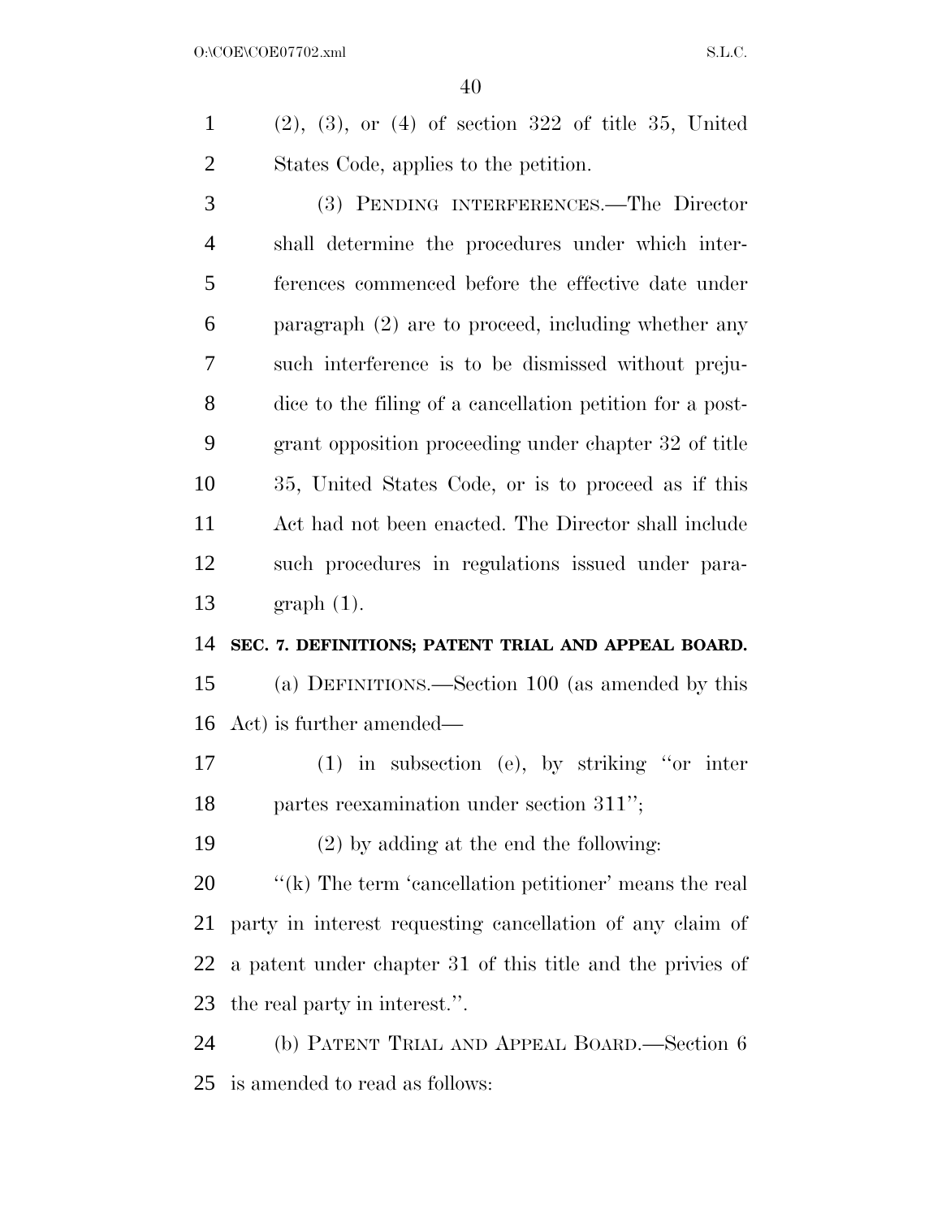(2), (3), or (4) of section 322 of title 35, United States Code, applies to the petition.

(3) PENDING INTERFERENCES.—The Director shall determine the procedures under which interferences commenced before the effective date under paragraph (2) are to proceed, including whether any such interference is to be dismissed without prejudice to the filing of a cancellation petition for a post-grant opposition proceeding under chapter 32 of title 35, United States Code, or is to proceed as if this Act had not been enacted. The Director shall include such procedures in regulations issued under paragraph (1).

**SEC. 7. DEFINITIONS; PATENT TRIAL AND APPEAL BOARD.**

(a) DEFINITIONS.—Section 100 (as amended by this Act) is further amended—

(1) in subsection (e), by striking ''or inter partes reexamination under section 311'';

(2) by adding at the end the following:

''(k) The term 'cancellation petitioner' means the real party in interest requesting cancellation of any claim of a patent under chapter 31 of this title and the privies of the real party in interest.''.

(b) PATENT TRIAL AND APPEAL BOARD.—Section 6 is amended to read as follows: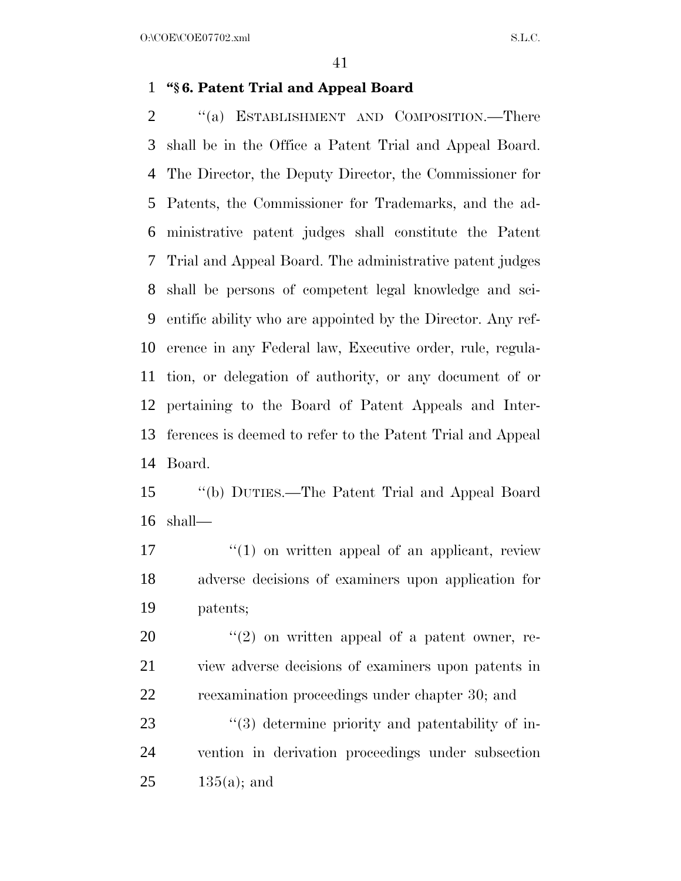**"§ 6. Patent Trial and Appeal Board**

"(a) ESTABLISHMENT AND COMPOSITION.—There shall be in the Office a Patent Trial and Appeal Board. The Director, the Deputy Director, the Commissioner for Patents, the Commissioner for Trademarks, and the administrative patent judges shall constitute the Patent Trial and Appeal Board. The administrative patent judges shall be persons of competent legal knowledge and scientific ability who are appointed by the Director. Any reference in any Federal law, Executive order, rule, regulation, or delegation of authority, or any document of or pertaining to the Board of Patent Appeals and Interferences is deemed to refer to the Patent Trial and Appeal Board.

"(b) DUTIES.—The Patent Trial and Appeal Board shall—

"(1) on written appeal of an applicant, review adverse decisions of examiners upon application for patents;

"(2) on written appeal of a patent owner, review adverse decisions of examiners upon patents in reexamination proceedings under chapter 30; and

"(3) determine priority and patentability of invention in derivation proceedings under subsection 135(a); and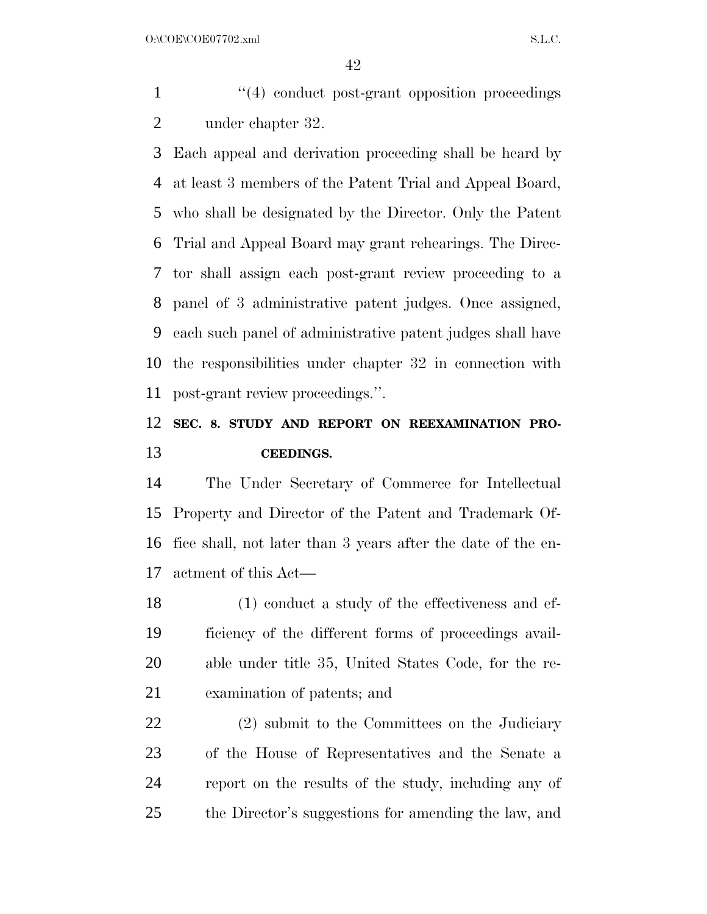"(4) conduct post-grant opposition proceedings under chapter 32.

Each appeal and derivation proceeding shall be heard by at least 3 members of the Patent Trial and Appeal Board, who shall be designated by the Director. Only the Patent Trial and Appeal Board may grant rehearings. The Director shall assign each post-grant review proceeding to a panel of 3 administrative patent judges. Once assigned, each such panel of administrative patent judges shall have the responsibilities under chapter 32 in connection with post-grant review proceedings.".

## SEC. 8. STUDY AND REPORT ON REEXAMINATION PROCEEDINGS.

The Under Secretary of Commerce for Intellectual Property and Director of the Patent and Trademark Office shall, not later than 3 years after the date of the enactment of this Act—

(1) conduct a study of the effectiveness and efficiency of the different forms of proceedings available under title 35, United States Code, for the reexamination of patents; and

(2) submit to the Committees on the Judiciary of the House of Representatives and the Senate a report on the results of the study, including any of the Director's suggestions for amending the law, and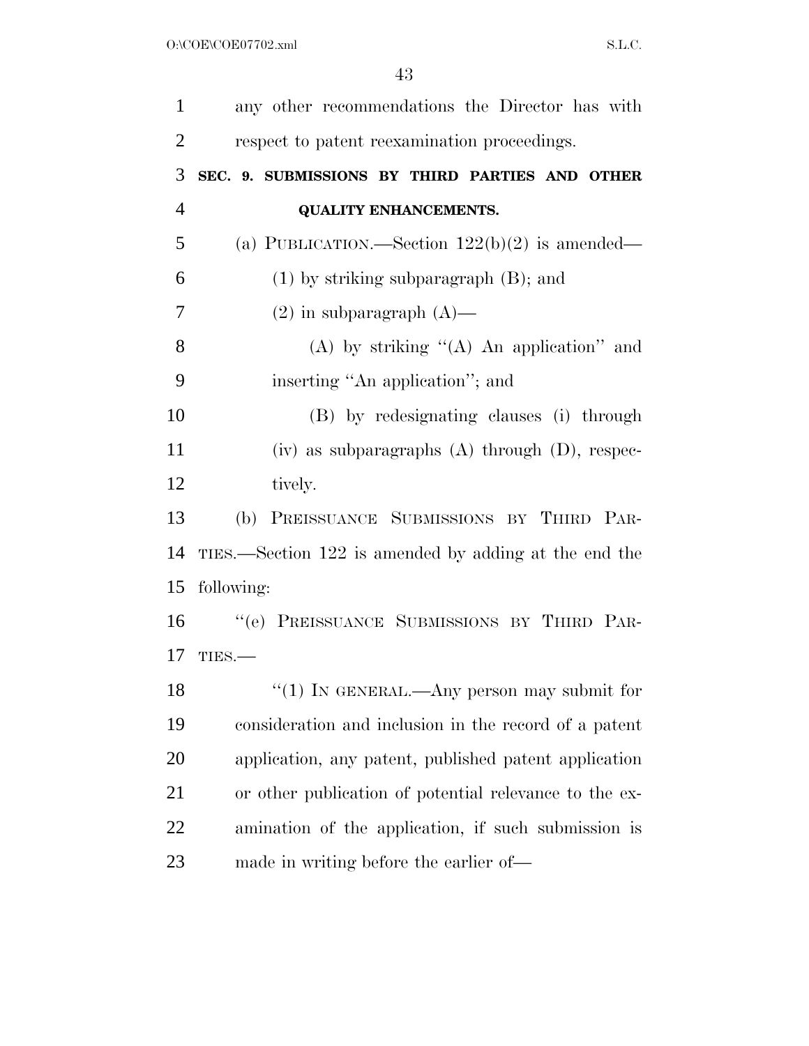any other recommendations the Director has with respect to patent reexamination proceedings.

**SEC. 9. SUBMISSIONS BY THIRD PARTIES AND OTHER QUALITY ENHANCEMENTS.**

(a) PUBLICATION.—Section 122(b)(2) is amended—

(1) by striking subparagraph (B); and

(2) in subparagraph (A)—

(A) by striking ''(A) An application'' and inserting ''An application''; and

(B) by redesignating clauses (i) through (iv) as subparagraphs (A) through (D), respectively.

(b) PREISSUANCE SUBMISSIONS BY THIRD PARTIES.—Section 122 is amended by adding at the end the following:

''(e) PREISSUANCE SUBMISSIONS BY THIRD PARTIES.—

''(1) IN GENERAL.—Any person may submit for consideration and inclusion in the record of a patent application, any patent, published patent application or other publication of potential relevance to the examination of the application, if such submission is made in writing before the earlier of—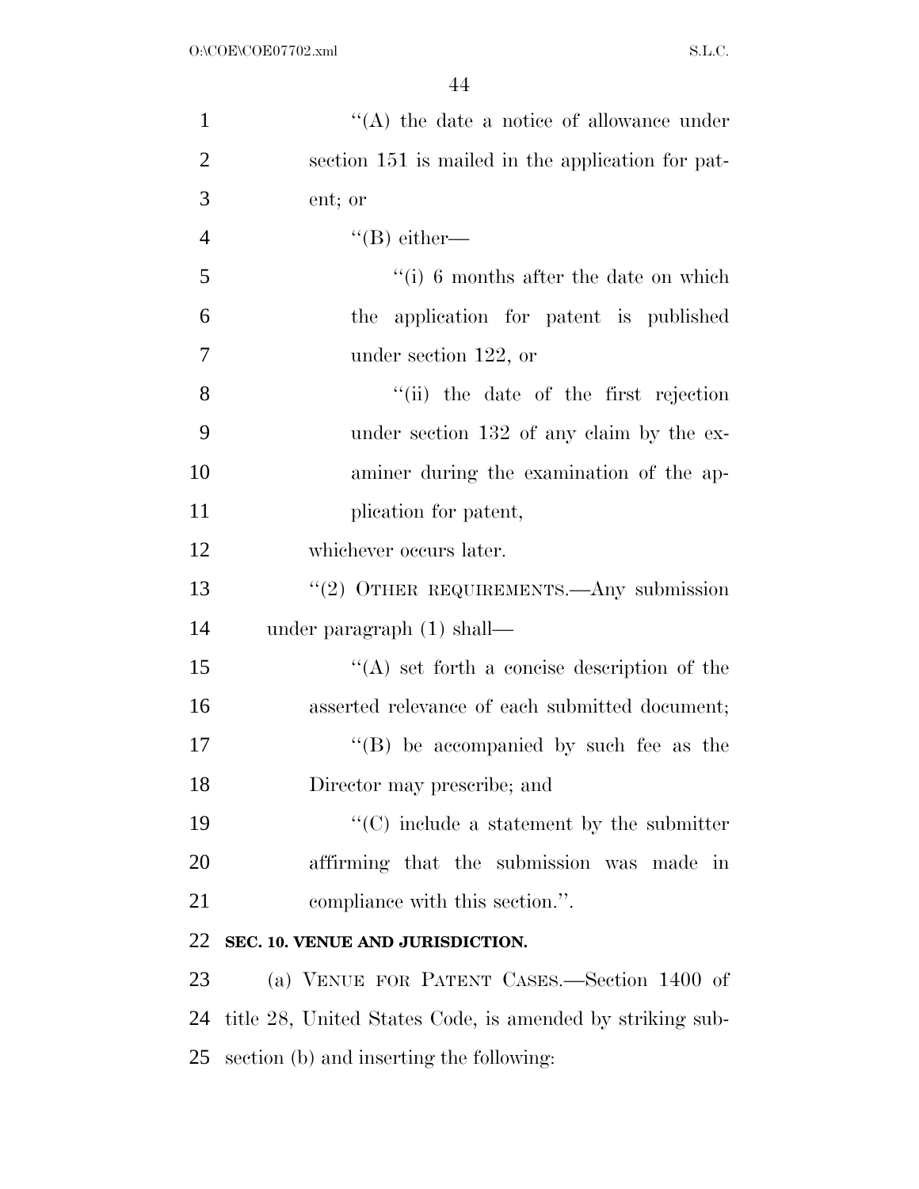"(A) the date a notice of allowance under section 151 is mailed in the application for patent; or

"(B) either—

"(i) 6 months after the date on which the application for patent is published under section 122, or

"(ii) the date of the first rejection under section 132 of any claim by the examiner during the examination of the application for patent,

whichever occurs later.

"(2) OTHER REQUIREMENTS.—Any submission under paragraph (1) shall—

"(A) set forth a concise description of the asserted relevance of each submitted document;

"(B) be accompanied by such fee as the Director may prescribe; and

"(C) include a statement by the submitter affirming that the submission was made in compliance with this section.".

**SEC. 10. VENUE AND JURISDICTION.**

(a) VENUE FOR PATENT CASES.—Section 1400 of title 28, United States Code, is amended by striking subsection (b) and inserting the following: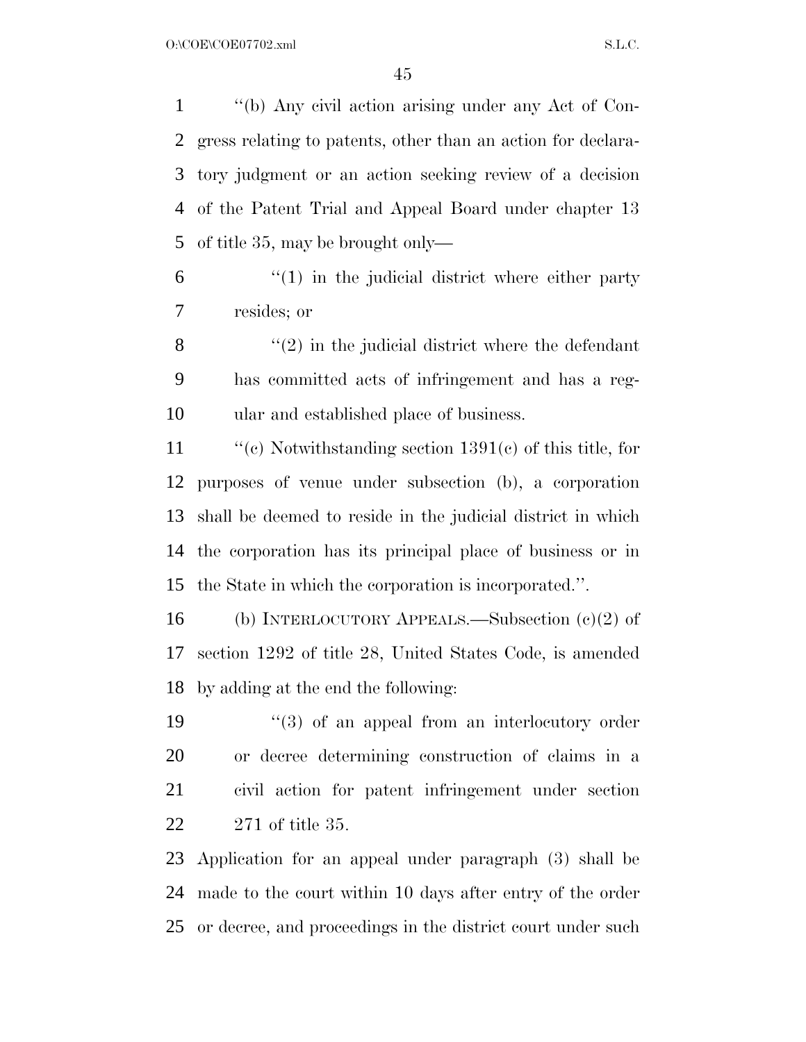"(b) Any civil action arising under any Act of Congress relating to patents, other than an action for declaratory judgment or an action seeking review of a decision of the Patent Trial and Appeal Board under chapter 13 of title 35, may be brought only—

"(1) in the judicial district where either party resides; or

"(2) in the judicial district where the defendant has committed acts of infringement and has a regular and established place of business.

"(c) Notwithstanding section 1391(c) of this title, for purposes of venue under subsection (b), a corporation shall be deemed to reside in the judicial district in which the corporation has its principal place of business or in the State in which the corporation is incorporated.".

(b) INTERLOCUTORY APPEALS.—Subsection (c)(2) of section 1292 of title 28, United States Code, is amended by adding at the end the following:

"(3) of an appeal from an interlocutory order or decree determining construction of claims in a civil action for patent infringement under section 271 of title 35.

Application for an appeal under paragraph (3) shall be made to the court within 10 days after entry of the order or decree, and proceedings in the district court under such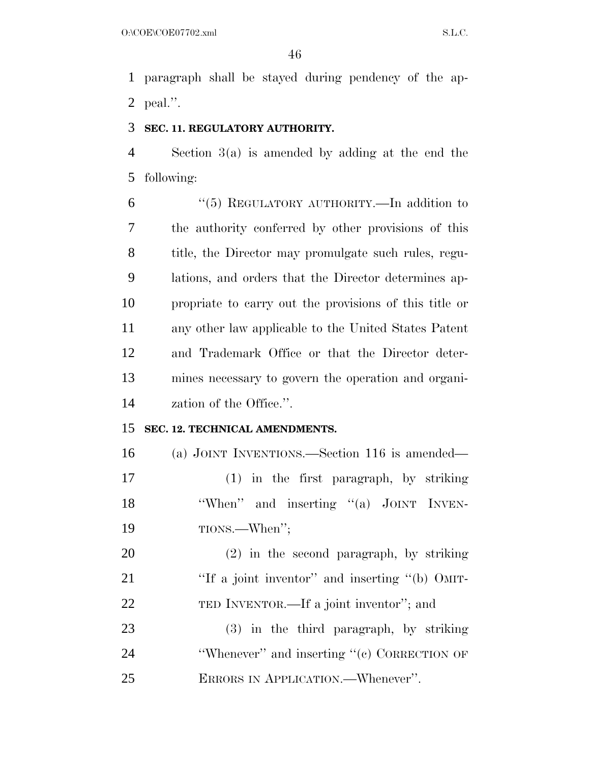paragraph shall be stayed during pendency of the appeal.''.

**SEC. 11. REGULATORY AUTHORITY.**

Section 3(a) is amended by adding at the end the following:

> ''(5) REGULATORY AUTHORITY.—In addition to the authority conferred by other provisions of this title, the Director may promulgate such rules, regulations, and orders that the Director determines appropriate to carry out the provisions of this title or any other law applicable to the United States Patent and Trademark Office or that the Director determines necessary to govern the operation and organization of the Office.''.

**SEC. 12. TECHNICAL AMENDMENTS.**

(a) JOINT INVENTIONS.—Section 116 is amended—

> (1) in the first paragraph, by striking ''When'' and inserting ''(a) JOINT INVENTIONS.—When'';
>
> (2) in the second paragraph, by striking ''If a joint inventor'' and inserting ''(b) OMITTED INVENTOR.—If a joint inventor''; and
>
> (3) in the third paragraph, by striking ''Whenever'' and inserting ''(c) CORRECTION OF ERRORS IN APPLICATION.—Whenever''.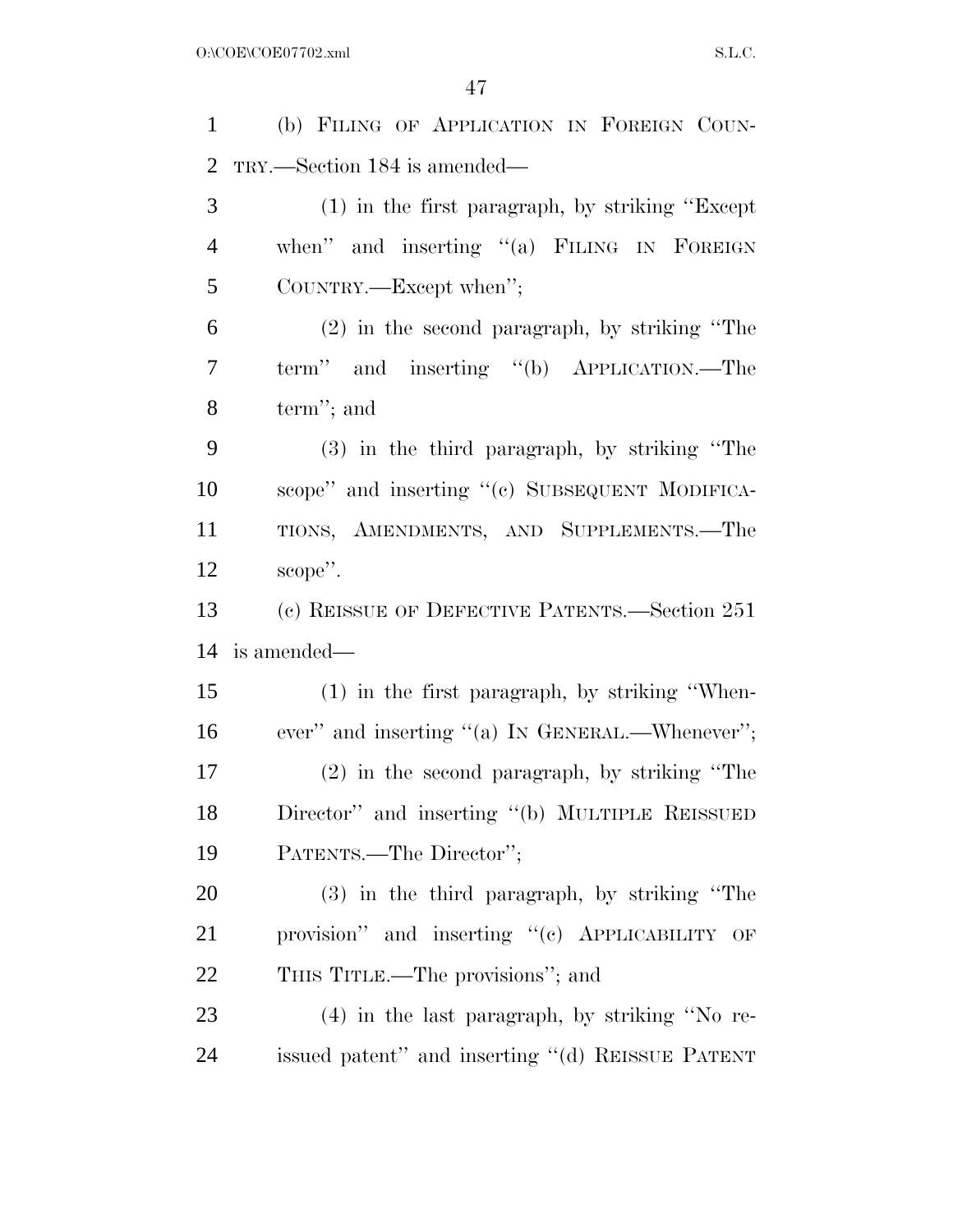(b) FILING OF APPLICATION IN FOREIGN COUNTRY.—Section 184 is amended—

(1) in the first paragraph, by striking "Except when" and inserting "(a) FILING IN FOREIGN COUNTRY.—Except when";

(2) in the second paragraph, by striking "The term" and inserting "(b) APPLICATION.—The term"; and

(3) in the third paragraph, by striking "The scope" and inserting "(c) SUBSEQUENT MODIFICATIONS, AMENDMENTS, AND SUPPLEMENTS.—The scope".

(c) REISSUE OF DEFECTIVE PATENTS.—Section 251 is amended—

(1) in the first paragraph, by striking "Whenever" and inserting "(a) IN GENERAL.—Whenever";

(2) in the second paragraph, by striking "The Director" and inserting "(b) MULTIPLE REISSUED PATENTS.—The Director";

(3) in the third paragraph, by striking "The provision" and inserting "(c) APPLICABILITY OF THIS TITLE.—The provisions"; and

(4) in the last paragraph, by striking "No reissued patent" and inserting "(d) REISSUE PATENT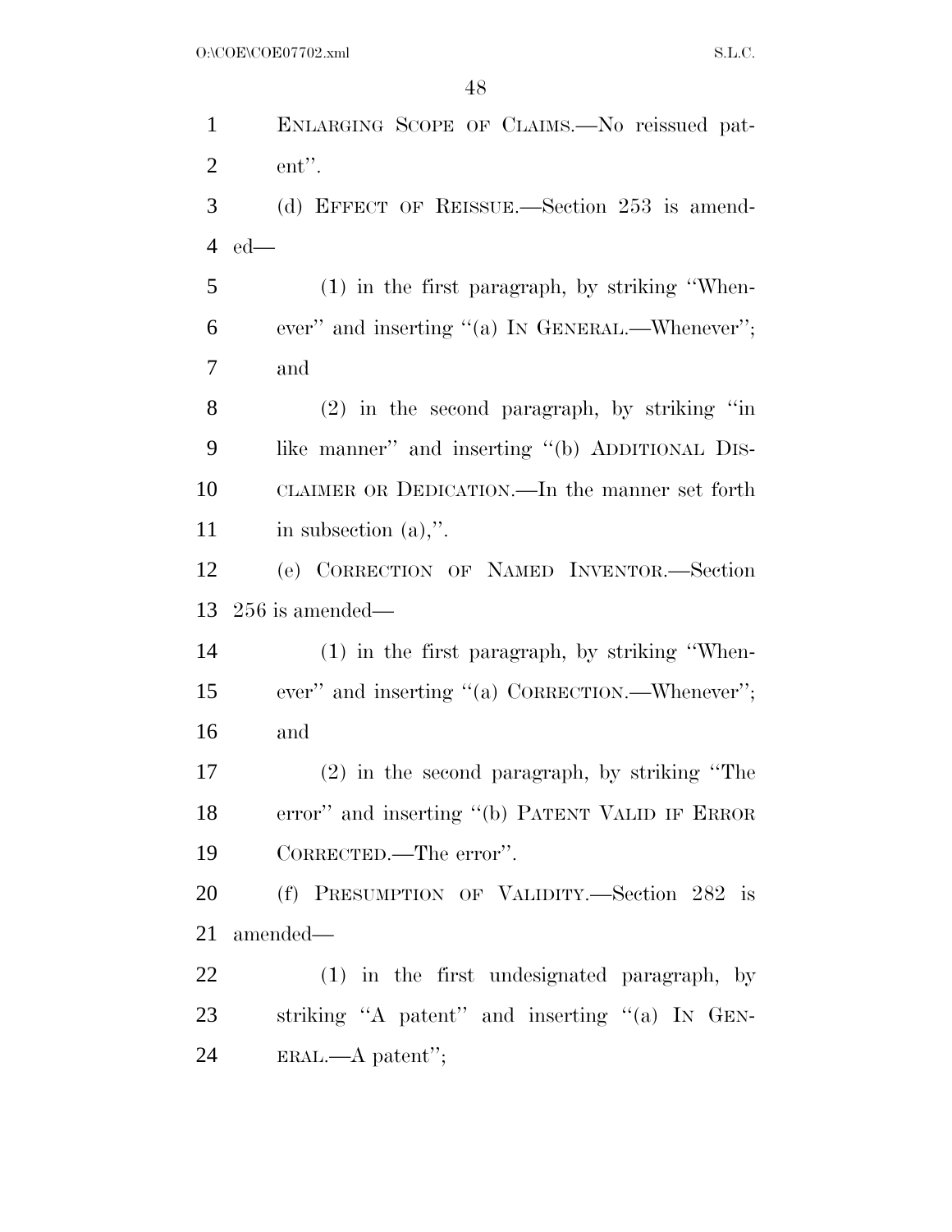ENLARGING SCOPE OF CLAIMS.—No reissued patent''.

(d) EFFECT OF REISSUE.—Section 253 is amended—

(1) in the first paragraph, by striking ''Whenever'' and inserting ''(a) IN GENERAL.—Whenever''; and

(2) in the second paragraph, by striking ''in like manner'' and inserting ''(b) ADDITIONAL DISCLAIMER OR DEDICATION.—In the manner set forth in subsection (a),''.

(e) CORRECTION OF NAMED INVENTOR.—Section 256 is amended—

(1) in the first paragraph, by striking ''Whenever'' and inserting ''(a) CORRECTION.—Whenever''; and

(2) in the second paragraph, by striking ''The error'' and inserting ''(b) PATENT VALID IF ERROR CORRECTED.—The error''.

(f) PRESUMPTION OF VALIDITY.—Section 282 is amended—

(1) in the first undesignated paragraph, by striking ''A patent'' and inserting ''(a) IN GENERAL.—A patent'';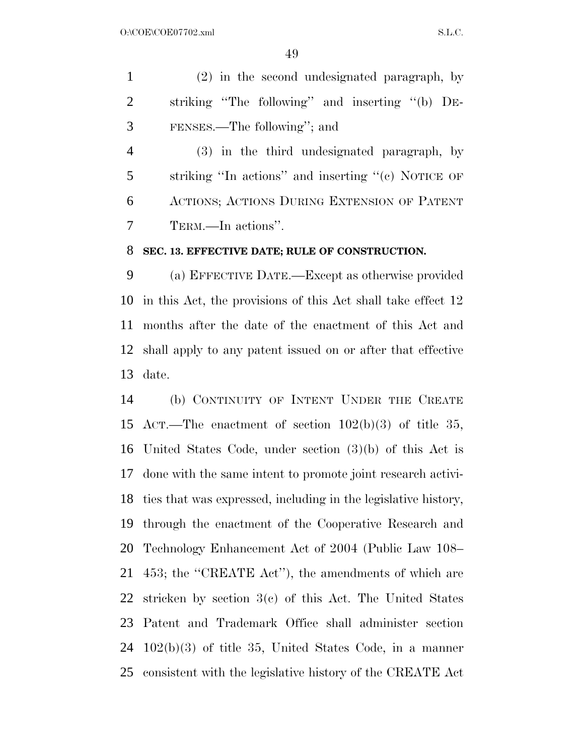(2) in the second undesignated paragraph, by striking "The following" and inserting "(b) DEFENSES.—The following"; and

(3) in the third undesignated paragraph, by striking "In actions" and inserting "(c) NOTICE OF ACTIONS; ACTIONS DURING EXTENSION OF PATENT TERM.—In actions".

**SEC. 13. EFFECTIVE DATE; RULE OF CONSTRUCTION.**

(a) EFFECTIVE DATE.—Except as otherwise provided in this Act, the provisions of this Act shall take effect 12 months after the date of the enactment of this Act and shall apply to any patent issued on or after that effective date.

(b) CONTINUITY OF INTENT UNDER THE CREATE ACT.—The enactment of section 102(b)(3) of title 35, United States Code, under section (3)(b) of this Act is done with the same intent to promote joint research activities that was expressed, including in the legislative history, through the enactment of the Cooperative Research and Technology Enhancement Act of 2004 (Public Law 108–453; the "CREATE Act"), the amendments of which are stricken by section 3(c) of this Act. The United States Patent and Trademark Office shall administer section 102(b)(3) of title 35, United States Code, in a manner consistent with the legislative history of the CREATE Act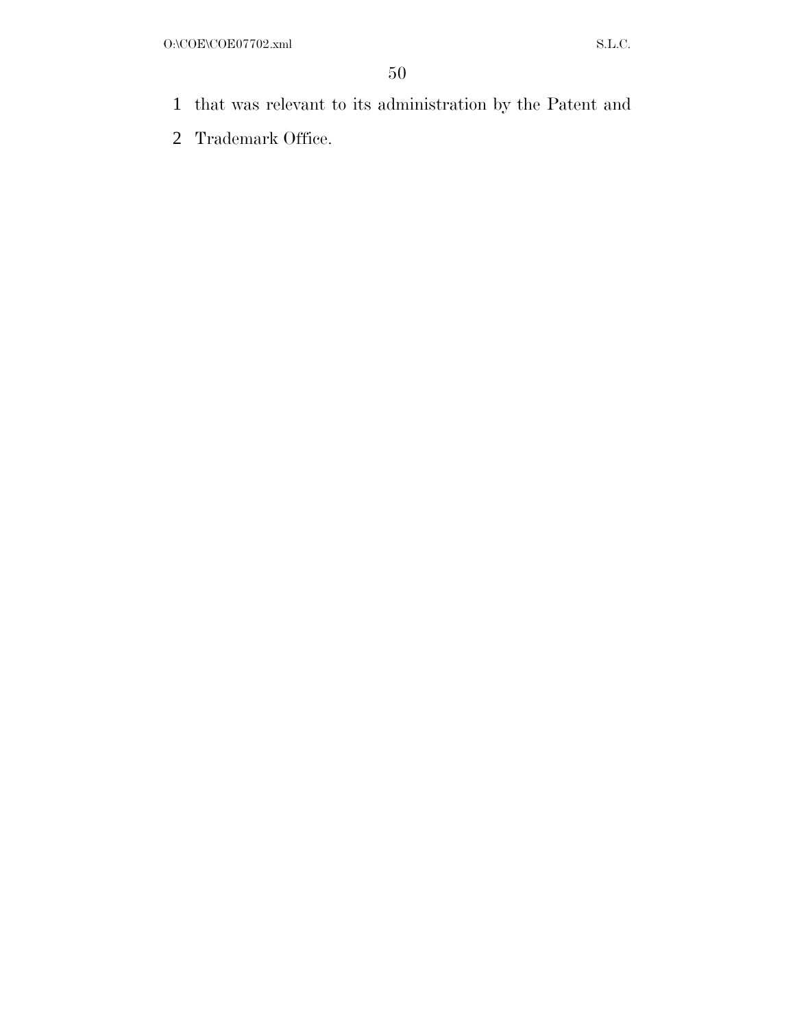that was relevant to its administration by the Patent and Trademark Office.